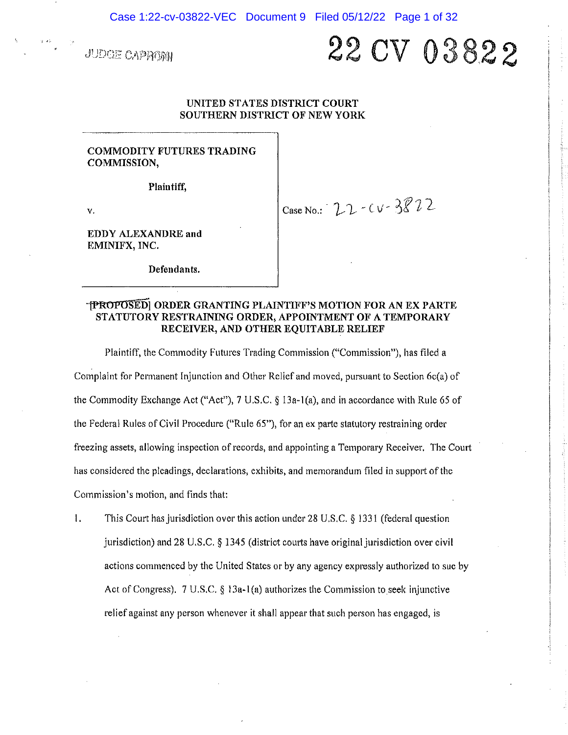JUDGE CAPRONI

22 CV 03822

UNITED STATES DISTRICT COURT
SOUTHERN DISTRICT OF NEW YORK

| | |
|---|---|
| **COMMODITY FUTURES TRADING COMMISSION,**<br><br>**Plaintiff,**<br><br>v.<br><br>**EDDY ALEXANDRE and EMINIFX, INC.**<br><br>**Defendants.** | Case No.: 22-cv-3822 |

## ~~[PROPOSED]~~ ORDER GRANTING PLAINTIFF'S MOTION FOR AN EX PARTE STATUTORY RESTRAINING ORDER, APPOINTMENT OF A TEMPORARY RECEIVER, AND OTHER EQUITABLE RELIEF

Plaintiff, the Commodity Futures Trading Commission ("Commission"), has filed a Complaint for Permanent Injunction and Other Relief and moved, pursuant to Section 6c(a) of the Commodity Exchange Act ("Act"), 7 U.S.C. § 13a-1(a), and in accordance with Rule 65 of the Federal Rules of Civil Procedure ("Rule 65"), for an ex parte statutory restraining order freezing assets, allowing inspection of records, and appointing a Temporary Receiver. The Court has considered the pleadings, declarations, exhibits, and memorandum filed in support of the Commission's motion, and finds that:

1. This Court has jurisdiction over this action under 28 U.S.C. § 1331 (federal question jurisdiction) and 28 U.S.C. § 1345 (district courts have original jurisdiction over civil actions commenced by the United States or by any agency expressly authorized to sue by Act of Congress). 7 U.S.C. § 13a-1(a) authorizes the Commission to seek injunctive relief against any person whenever it shall appear that such person has engaged, is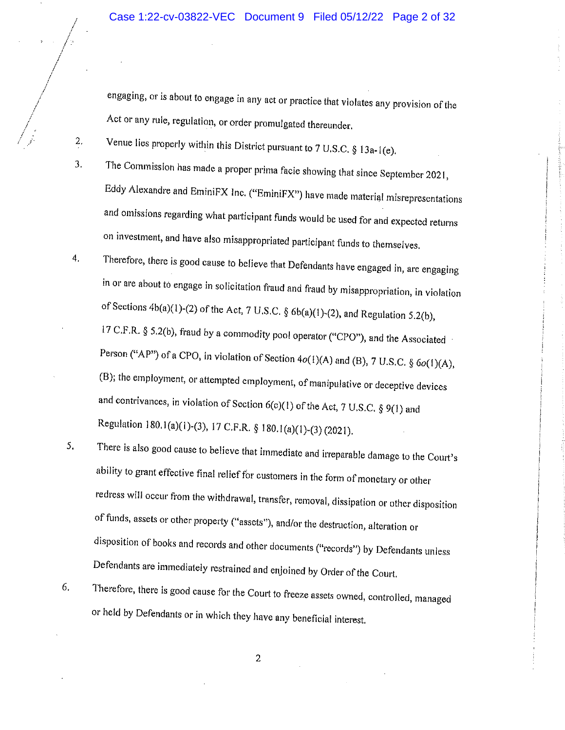engaging, or is about to engage in any act or practice that violates any provision of the Act or any rule, regulation, or order promulgated thereunder.

2. Venue lies properly within this District pursuant to 7 U.S.C. § 13a-1(e).

3. The Commission has made a proper prima facie showing that since September 2021, Eddy Alexandre and EminiFX Inc. ("EminiFX") have made material misrepresentations and omissions regarding what participant funds would be used for and expected returns on investment, and have also misappropriated participant funds to themselves.

4. Therefore, there is good cause to believe that Defendants have engaged in, are engaging in or are about to engage in solicitation fraud and fraud by misappropriation, in violation of Sections 4b(a)(1)-(2) of the Act, 7 U.S.C. § 6b(a)(1)-(2), and Regulation 5.2(b), 17 C.F.R. § 5.2(b), fraud by a commodity pool operator ("CPO"), and the Associated Person ("AP") of a CPO, in violation of Section 4*o*(1)(A) and (B), 7 U.S.C. § 6*o*(1)(A), (B); the employment, or attempted employment, of manipulative or deceptive devices and contrivances, in violation of Section 6(c)(1) of the Act, 7 U.S.C. § 9(1) and Regulation 180.1(a)(1)-(3), 17 C.F.R. § 180.1(a)(1)-(3) (2021).

5. There is also good cause to believe that immediate and irreparable damage to the Court's ability to grant effective final relief for customers in the form of monetary or other redress will occur from the withdrawal, transfer, removal, dissipation or other disposition of funds, assets or other property ("assets"), and/or the destruction, alteration or disposition of books and records and other documents ("records") by Defendants unless Defendants are immediately restrained and enjoined by Order of the Court.

6. Therefore, there is good cause for the Court to freeze assets owned, controlled, managed or held by Defendants or in which they have any beneficial interest.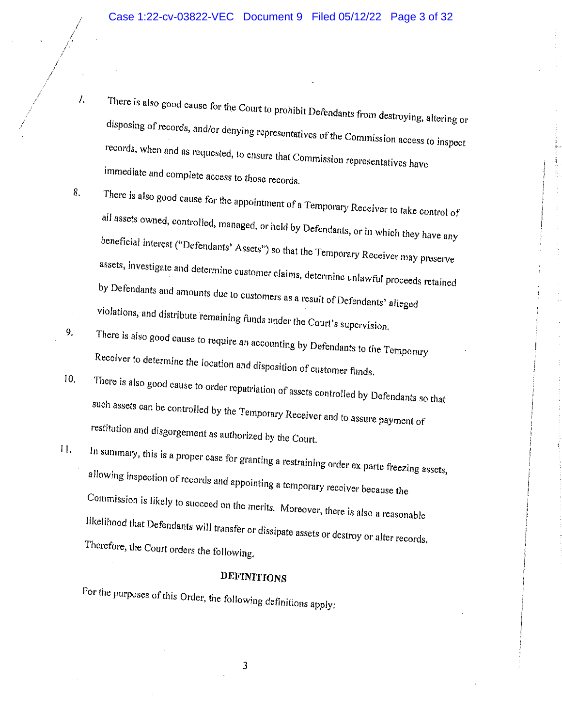7. There is also good cause for the Court to prohibit Defendants from destroying, altering or disposing of records, and/or denying representatives of the Commission access to inspect records, when and as requested, to ensure that Commission representatives have immediate and complete access to those records.

8. There is also good cause for the appointment of a Temporary Receiver to take control of all assets owned, controlled, managed, or held by Defendants, or in which they have any beneficial interest ("Defendants' Assets") so that the Temporary Receiver may preserve assets, investigate and determine customer claims, determine unlawful proceeds retained by Defendants and amounts due to customers as a result of Defendants' alleged violations, and distribute remaining funds under the Court's supervision.

9. There is also good cause to require an accounting by Defendants to the Temporary Receiver to determine the location and disposition of customer funds.

10. There is also good cause to order repatriation of assets controlled by Defendants so that such assets can be controlled by the Temporary Receiver and to assure payment of restitution and disgorgement as authorized by the Court.

11. In summary, this is a proper case for granting a restraining order ex parte freezing assets, allowing inspection of records and appointing a temporary receiver because the Commission is likely to succeed on the merits. Moreover, there is also a reasonable likelihood that Defendants will transfer or dissipate assets or destroy or alter records. Therefore, the Court orders the following.

## DEFINITIONS

For the purposes of this Order, the following definitions apply: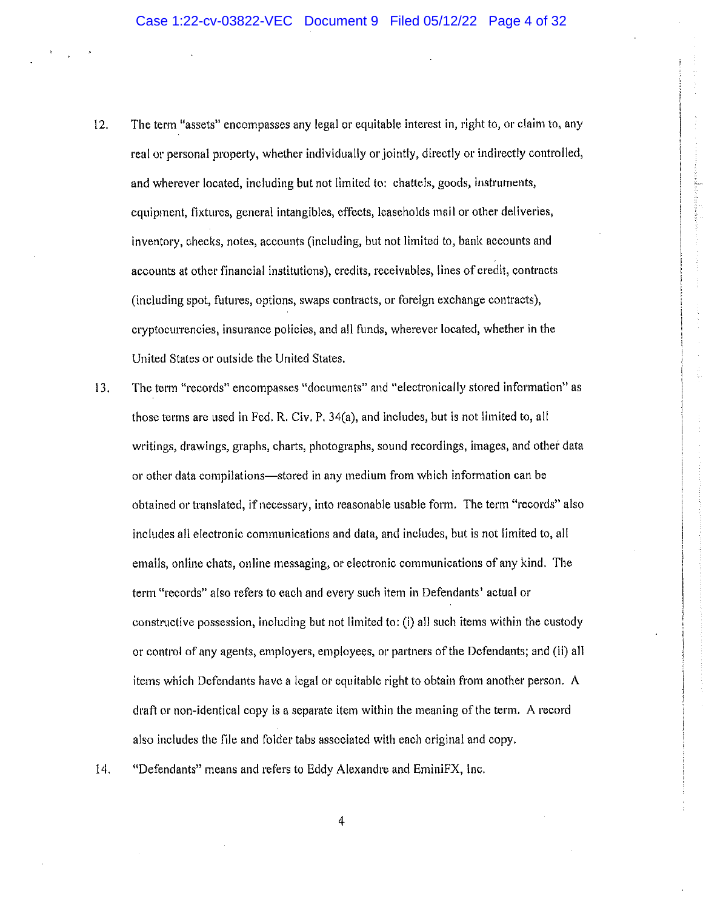12. The term "assets" encompasses any legal or equitable interest in, right to, or claim to, any real or personal property, whether individually or jointly, directly or indirectly controlled, and wherever located, including but not limited to: chattels, goods, instruments, equipment, fixtures, general intangibles, effects, leaseholds mail or other deliveries, inventory, checks, notes, accounts (including, but not limited to, bank accounts and accounts at other financial institutions), credits, receivables, lines of credit, contracts (including spot, futures, options, swaps contracts, or foreign exchange contracts), cryptocurrencies, insurance policies, and all funds, wherever located, whether in the United States or outside the United States.

13. The term "records" encompasses "documents" and "electronically stored information" as those terms are used in Fed. R. Civ. P. 34(a), and includes, but is not limited to, all writings, drawings, graphs, charts, photographs, sound recordings, images, and other data or other data compilations—stored in any medium from which information can be obtained or translated, if necessary, into reasonable usable form. The term "records" also includes all electronic communications and data, and includes, but is not limited to, all emails, online chats, online messaging, or electronic communications of any kind. The term "records" also refers to each and every such item in Defendants' actual or constructive possession, including but not limited to: (i) all such items within the custody or control of any agents, employers, employees, or partners of the Defendants; and (ii) all items which Defendants have a legal or equitable right to obtain from another person. A draft or non-identical copy is a separate item within the meaning of the term. A record also includes the file and folder tabs associated with each original and copy.

14. "Defendants" means and refers to Eddy Alexandre and EminiFX, Inc.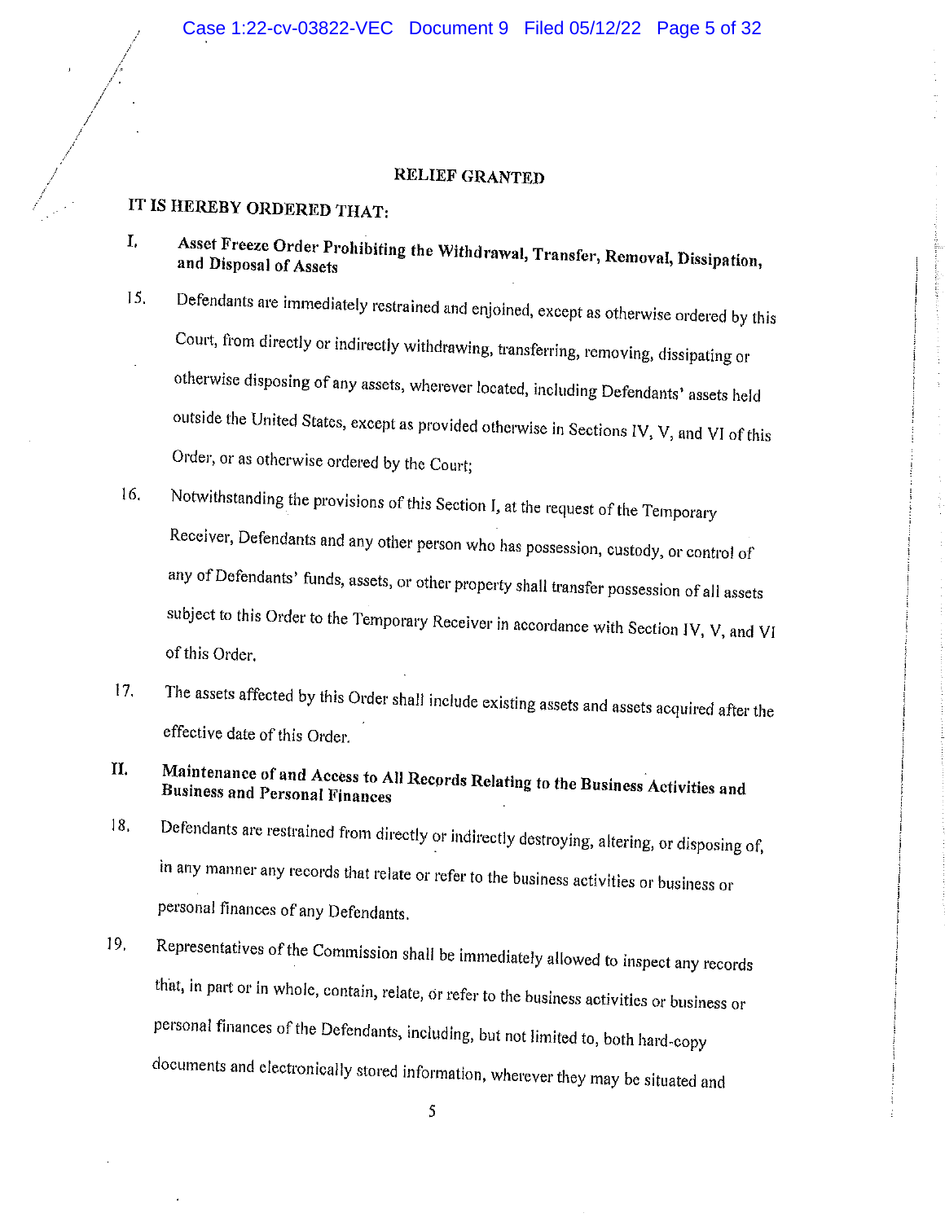## RELIEF GRANTED

**IT IS HEREBY ORDERED THAT:**

### I. Asset Freeze Order Prohibiting the Withdrawal, Transfer, Removal, Dissipation, and Disposal of Assets

15. Defendants are immediately restrained and enjoined, except as otherwise ordered by this Court, from directly or indirectly withdrawing, transferring, removing, dissipating or otherwise disposing of any assets, wherever located, including Defendants' assets held outside the United States, except as provided otherwise in Sections IV, V, and VI of this Order, or as otherwise ordered by the Court;

16. Notwithstanding the provisions of this Section I, at the request of the Temporary Receiver, Defendants and any other person who has possession, custody, or control of any of Defendants' funds, assets, or other property shall transfer possession of all assets subject to this Order to the Temporary Receiver in accordance with Section IV, V, and VI of this Order.

17. The assets affected by this Order shall include existing assets and assets acquired after the effective date of this Order.

### II. Maintenance of and Access to All Records Relating to the Business Activities and Business and Personal Finances

18. Defendants are restrained from directly or indirectly destroying, altering, or disposing of, in any manner any records that relate or refer to the business activities or business or personal finances of any Defendants.

19. Representatives of the Commission shall be immediately allowed to inspect any records that, in part or in whole, contain, relate, or refer to the business activities or business or personal finances of the Defendants, including, but not limited to, both hard-copy documents and electronically stored information, wherever they may be situated and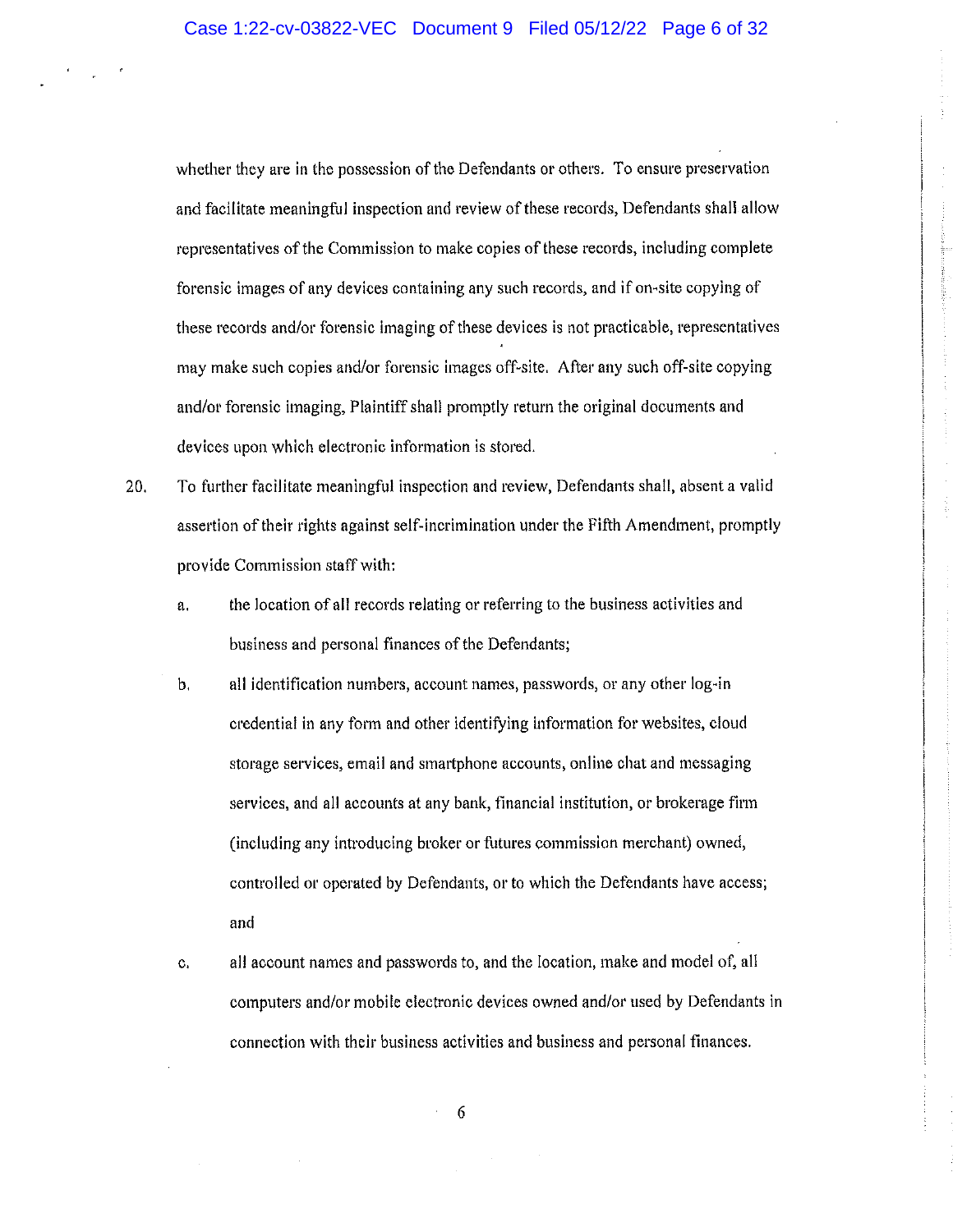whether they are in the possession of the Defendants or others. To ensure preservation and facilitate meaningful inspection and review of these records, Defendants shall allow representatives of the Commission to make copies of these records, including complete forensic images of any devices containing any such records, and if on-site copying of these records and/or forensic imaging of these devices is not practicable, representatives may make such copies and/or forensic images off-site. After any such off-site copying and/or forensic imaging, Plaintiff shall promptly return the original documents and devices upon which electronic information is stored.

20. To further facilitate meaningful inspection and review, Defendants shall, absent a valid assertion of their rights against self-incrimination under the Fifth Amendment, promptly provide Commission staff with:

    a. the location of all records relating or referring to the business activities and business and personal finances of the Defendants;

    b. all identification numbers, account names, passwords, or any other log-in credential in any form and other identifying information for websites, cloud storage services, email and smartphone accounts, online chat and messaging services, and all accounts at any bank, financial institution, or brokerage firm (including any introducing broker or futures commission merchant) owned, controlled or operated by Defendants, or to which the Defendants have access; and

    c. all account names and passwords to, and the location, make and model of, all computers and/or mobile electronic devices owned and/or used by Defendants in connection with their business activities and business and personal finances.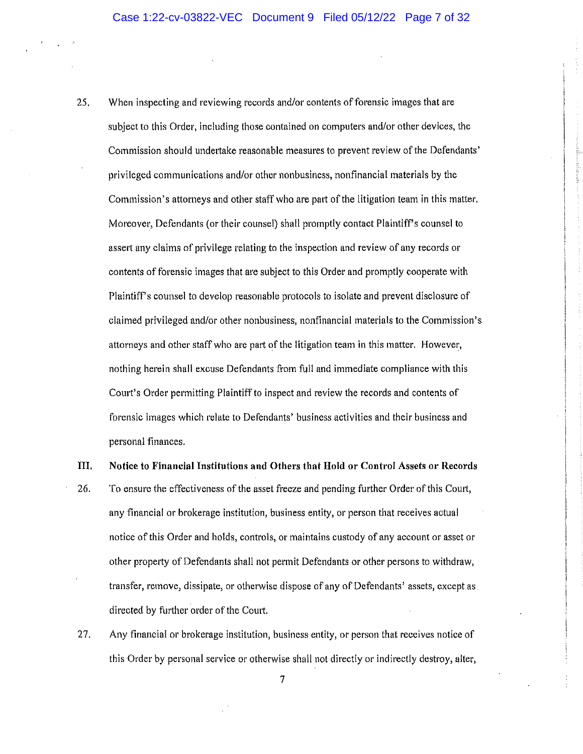25. When inspecting and reviewing records and/or contents of forensic images that are subject to this Order, including those contained on computers and/or other devices, the Commission should undertake reasonable measures to prevent review of the Defendants' privileged communications and/or other nonbusiness, nonfinancial materials by the Commission's attorneys and other staff who are part of the litigation team in this matter. Moreover, Defendants (or their counsel) shall promptly contact Plaintiff's counsel to assert any claims of privilege relating to the inspection and review of any records or contents of forensic images that are subject to this Order and promptly cooperate with Plaintiff's counsel to develop reasonable protocols to isolate and prevent disclosure of claimed privileged and/or other nonbusiness, nonfinancial materials to the Commission's attorneys and other staff who are part of the litigation team in this matter. However, nothing herein shall excuse Defendants from full and immediate compliance with this Court's Order permitting Plaintiff to inspect and review the records and contents of forensic images which relate to Defendants' business activities and their business and personal finances.

## III. Notice to Financial Institutions and Others that Hold or Control Assets or Records

26. To ensure the effectiveness of the asset freeze and pending further Order of this Court, any financial or brokerage institution, business entity, or person that receives actual notice of this Order and holds, controls, or maintains custody of any account or asset or other property of Defendants shall not permit Defendants or other persons to withdraw, transfer, remove, dissipate, or otherwise dispose of any of Defendants' assets, except as directed by further order of the Court.

27. Any financial or brokerage institution, business entity, or person that receives notice of this Order by personal service or otherwise shall not directly or indirectly destroy, alter,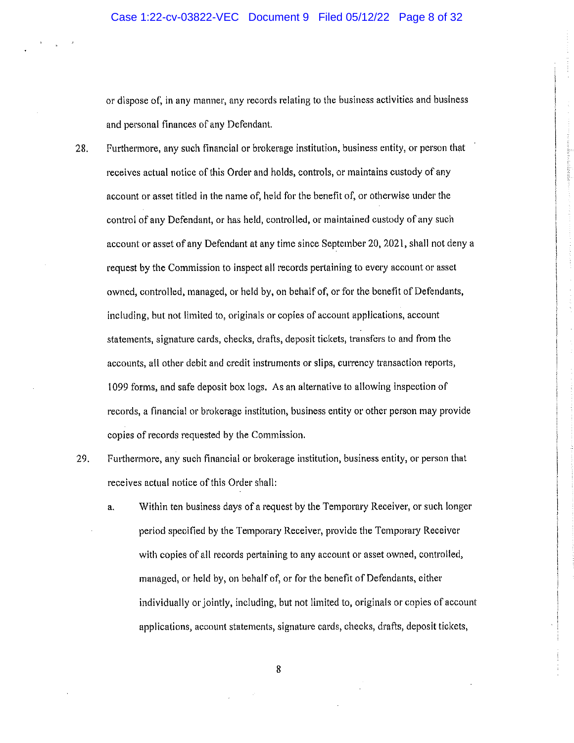or dispose of, in any manner, any records relating to the business activities and business and personal finances of any Defendant.

28. Furthermore, any such financial or brokerage institution, business entity, or person that receives actual notice of this Order and holds, controls, or maintains custody of any account or asset titled in the name of, held for the benefit of, or otherwise under the control of any Defendant, or has held, controlled, or maintained custody of any such account or asset of any Defendant at any time since September 20, 2021, shall not deny a request by the Commission to inspect all records pertaining to every account or asset owned, controlled, managed, or held by, on behalf of, or for the benefit of Defendants, including, but not limited to, originals or copies of account applications, account statements, signature cards, checks, drafts, deposit tickets, transfers to and from the accounts, all other debit and credit instruments or slips, currency transaction reports, 1099 forms, and safe deposit box logs. As an alternative to allowing inspection of records, a financial or brokerage institution, business entity or other person may provide copies of records requested by the Commission.

29. Furthermore, any such financial or brokerage institution, business entity, or person that receives actual notice of this Order shall:

    a. Within ten business days of a request by the Temporary Receiver, or such longer period specified by the Temporary Receiver, provide the Temporary Receiver with copies of all records pertaining to any account or asset owned, controlled, managed, or held by, on behalf of, or for the benefit of Defendants, either individually or jointly, including, but not limited to, originals or copies of account applications, account statements, signature cards, checks, drafts, deposit tickets,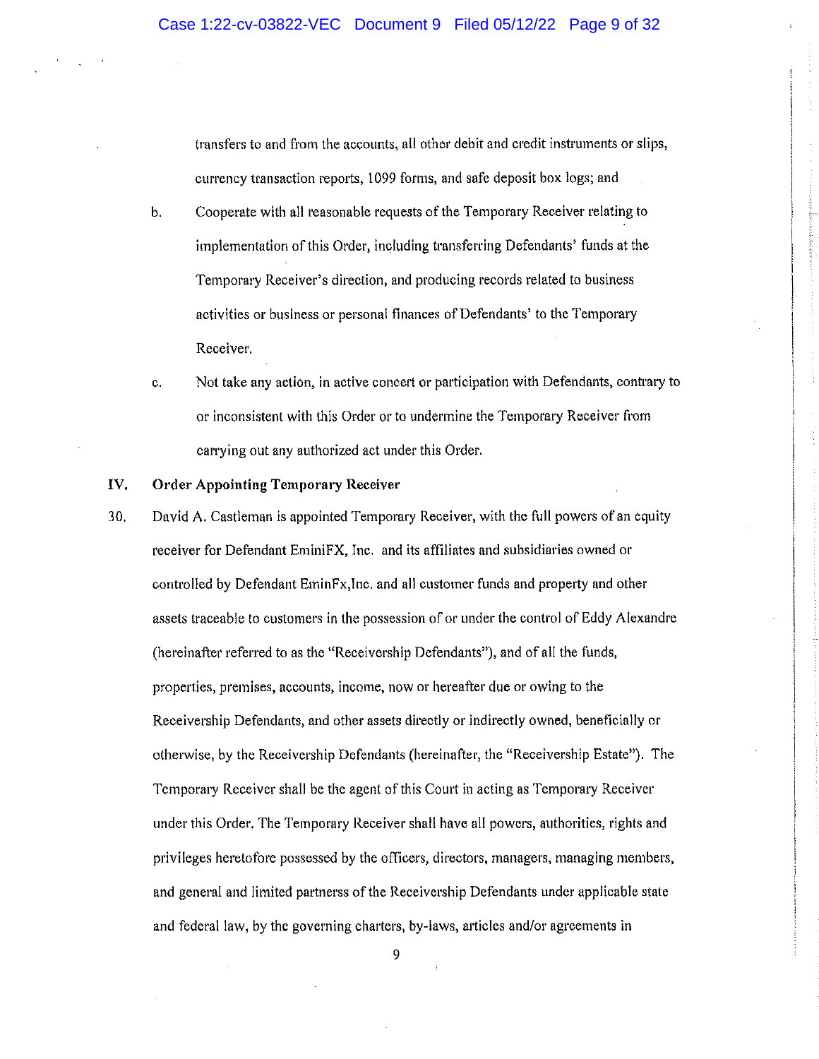transfers to and from the accounts, all other debit and credit instruments or slips, currency transaction reports, 1099 forms, and safe deposit box logs; and

b. Cooperate with all reasonable requests of the Temporary Receiver relating to implementation of this Order, including transferring Defendants' funds at the Temporary Receiver's direction, and producing records related to business activities or business or personal finances of Defendants' to the Temporary Receiver.

c. Not take any action, in active concert or participation with Defendants, contrary to or inconsistent with this Order or to undermine the Temporary Receiver from carrying out any authorized act under this Order.

## IV. Order Appointing Temporary Receiver

30. David A. Castleman is appointed Temporary Receiver, with the full powers of an equity receiver for Defendant EminiFX, Inc. and its affiliates and subsidiaries owned or controlled by Defendant EminFx,Inc. and all customer funds and property and other assets traceable to customers in the possession of or under the control of Eddy Alexandre (hereinafter referred to as the "Receivership Defendants"), and of all the funds, properties, premises, accounts, income, now or hereafter due or owing to the Receivership Defendants, and other assets directly or indirectly owned, beneficially or otherwise, by the Receivership Defendants (hereinafter, the "Receivership Estate"). The Temporary Receiver shall be the agent of this Court in acting as Temporary Receiver under this Order. The Temporary Receiver shall have all powers, authorities, rights and privileges heretofore possessed by the officers, directors, managers, managing members, and general and limited partnerss of the Receivership Defendants under applicable state and federal law, by the governing charters, by-laws, articles and/or agreements in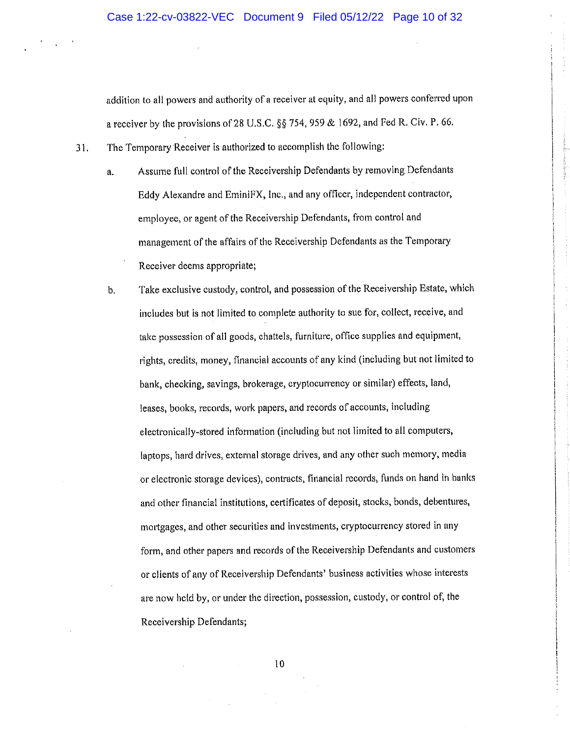addition to all powers and authority of a receiver at equity, and all powers conferred upon a receiver by the provisions of 28 U.S.C. §§ 754, 959 & 1692, and Fed R. Civ. P. 66.

31. The Temporary Receiver is authorized to accomplish the following:

   a. Assume full control of the Receivership Defendants by removing Defendants Eddy Alexandre and EminiFX, Inc., and any officer, independent contractor, employee, or agent of the Receivership Defendants, from control and management of the affairs of the Receivership Defendants as the Temporary Receiver deems appropriate;

   b. Take exclusive custody, control, and possession of the Receivership Estate, which includes but is not limited to complete authority to sue for, collect, receive, and take possession of all goods, chattels, furniture, office supplies and equipment, rights, credits, money, financial accounts of any kind (including but not limited to bank, checking, savings, brokerage, cryptocurrency or similar) effects, land, leases, books, records, work papers, and records of accounts, including electronically-stored information (including but not limited to all computers, laptops, hard drives, external storage drives, and any other such memory, media or electronic storage devices), contracts, financial records, funds on hand in banks and other financial institutions, certificates of deposit, stocks, bonds, debentures, mortgages, and other securities and investments, cryptocurrency stored in any form, and other papers and records of the Receivership Defendants and customers or clients of any of Receivership Defendants' business activities whose interests are now held by, or under the direction, possession, custody, or control of, the Receivership Defendants;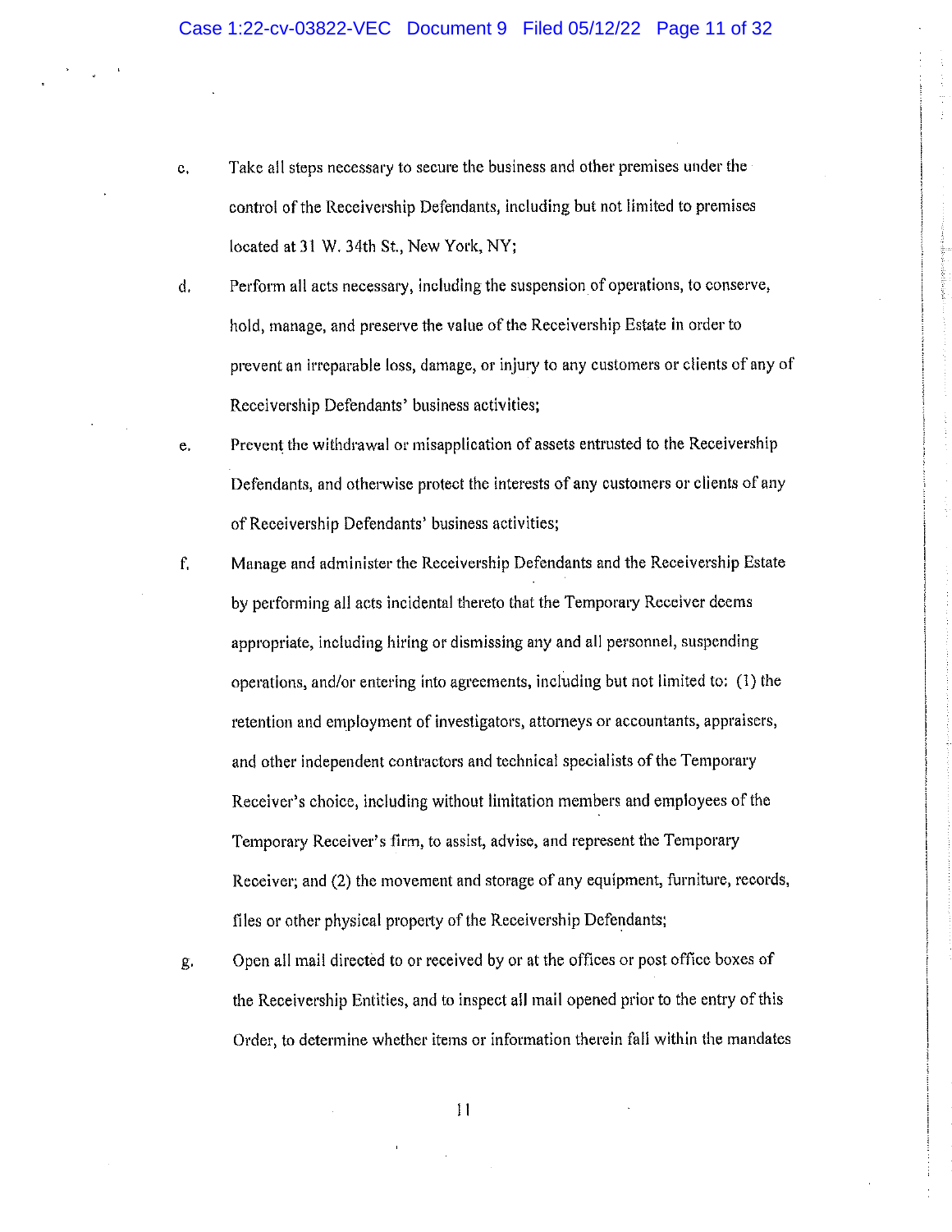c. Take all steps necessary to secure the business and other premises under the control of the Receivership Defendants, including but not limited to premises located at 31 W. 34th St., New York, NY;

d. Perform all acts necessary, including the suspension of operations, to conserve, hold, manage, and preserve the value of the Receivership Estate in order to prevent an irreparable loss, damage, or injury to any customers or clients of any of Receivership Defendants' business activities;

e. Prevent the withdrawal or misapplication of assets entrusted to the Receivership Defendants, and otherwise protect the interests of any customers or clients of any of Receivership Defendants' business activities;

f. Manage and administer the Receivership Defendants and the Receivership Estate by performing all acts incidental thereto that the Temporary Receiver deems appropriate, including hiring or dismissing any and all personnel, suspending operations, and/or entering into agreements, including but not limited to: (1) the retention and employment of investigators, attorneys or accountants, appraisers, and other independent contractors and technical specialists of the Temporary Receiver's choice, including without limitation members and employees of the Temporary Receiver's firm, to assist, advise, and represent the Temporary Receiver; and (2) the movement and storage of any equipment, furniture, records, files or other physical property of the Receivership Defendants;

g. Open all mail directed to or received by or at the offices or post office boxes of the Receivership Entities, and to inspect all mail opened prior to the entry of this Order, to determine whether items or information therein fall within the mandates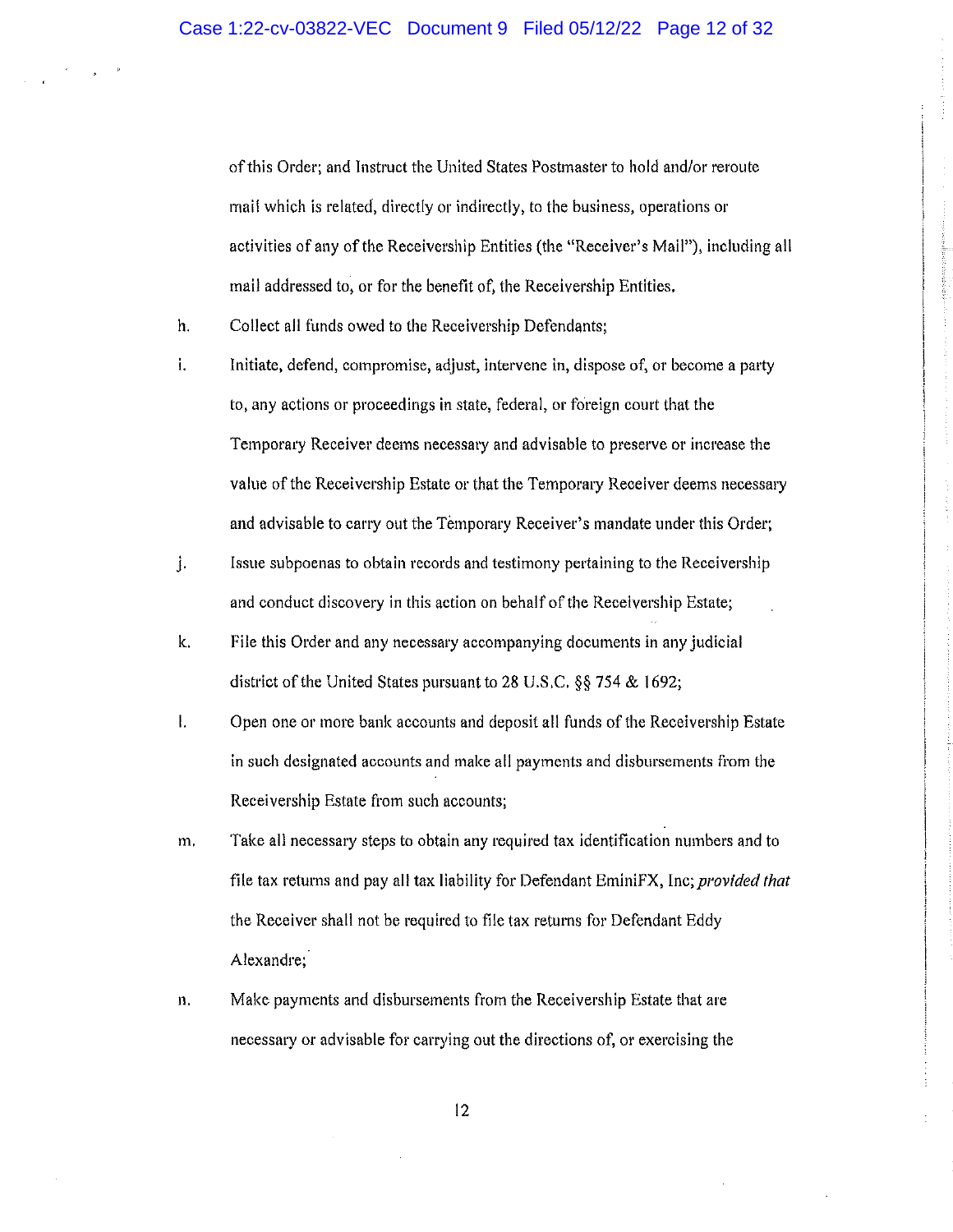of this Order; and Instruct the United States Postmaster to hold and/or reroute mail which is related, directly or indirectly, to the business, operations or activities of any of the Receivership Entities (the "Receiver's Mail"), including all mail addressed to, or for the benefit of, the Receivership Entities.

h. Collect all funds owed to the Receivership Defendants;

i. Initiate, defend, compromise, adjust, intervene in, dispose of, or become a party to, any actions or proceedings in state, federal, or foreign court that the Temporary Receiver deems necessary and advisable to preserve or increase the value of the Receivership Estate or that the Temporary Receiver deems necessary and advisable to carry out the Temporary Receiver's mandate under this Order;

j. Issue subpoenas to obtain records and testimony pertaining to the Receivership and conduct discovery in this action on behalf of the Receivership Estate;

k. File this Order and any necessary accompanying documents in any judicial district of the United States pursuant to 28 U.S.C. §§ 754 & 1692;

l. Open one or more bank accounts and deposit all funds of the Receivership Estate in such designated accounts and make all payments and disbursements from the Receivership Estate from such accounts;

m. Take all necessary steps to obtain any required tax identification numbers and to file tax returns and pay all tax liability for Defendant EminiFX, Inc; *provided that* the Receiver shall not be required to file tax returns for Defendant Eddy Alexandre;

n. Make payments and disbursements from the Receivership Estate that are necessary or advisable for carrying out the directions of, or exercising the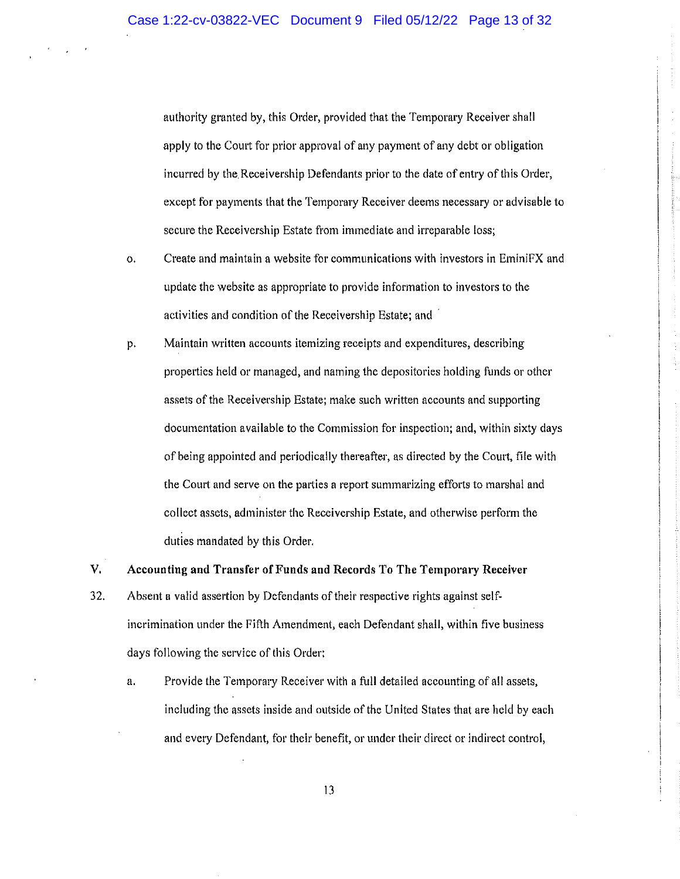authority granted by, this Order, provided that the Temporary Receiver shall apply to the Court for prior approval of any payment of any debt or obligation incurred by the Receivership Defendants prior to the date of entry of this Order, except for payments that the Temporary Receiver deems necessary or advisable to secure the Receivership Estate from immediate and irreparable loss;

o. Create and maintain a website for communications with investors in EminiFX and update the website as appropriate to provide information to investors to the activities and condition of the Receivership Estate; and

p. Maintain written accounts itemizing receipts and expenditures, describing properties held or managed, and naming the depositories holding funds or other assets of the Receivership Estate; make such written accounts and supporting documentation available to the Commission for inspection; and, within sixty days of being appointed and periodically thereafter, as directed by the Court, file with the Court and serve on the parties a report summarizing efforts to marshal and collect assets, administer the Receivership Estate, and otherwise perform the duties mandated by this Order.

## V. Accounting and Transfer of Funds and Records To The Temporary Receiver

32. Absent a valid assertion by Defendants of their respective rights against self-incrimination under the Fifth Amendment, each Defendant shall, within five business days following the service of this Order:

a. Provide the Temporary Receiver with a full detailed accounting of all assets, including the assets inside and outside of the United States that are held by each and every Defendant, for their benefit, or under their direct or indirect control,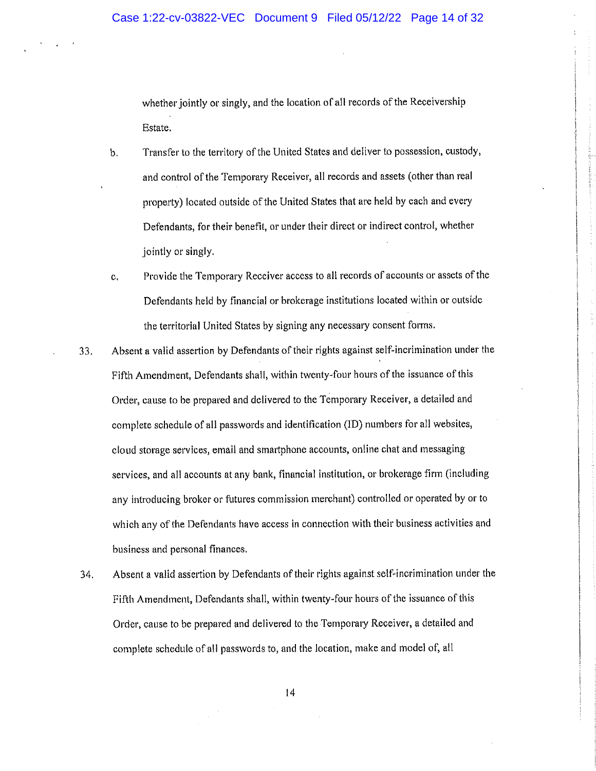whether jointly or singly, and the location of all records of the Receivership Estate.

b. Transfer to the territory of the United States and deliver to possession, custody, and control of the Temporary Receiver, all records and assets (other than real property) located outside of the United States that are held by each and every Defendants, for their benefit, or under their direct or indirect control, whether jointly or singly.

c. Provide the Temporary Receiver access to all records of accounts or assets of the Defendants held by financial or brokerage institutions located within or outside the territorial United States by signing any necessary consent forms.

33. Absent a valid assertion by Defendants of their rights against self-incrimination under the Fifth Amendment, Defendants shall, within twenty-four hours of the issuance of this Order, cause to be prepared and delivered to the Temporary Receiver, a detailed and complete schedule of all passwords and identification (ID) numbers for all websites, cloud storage services, email and smartphone accounts, online chat and messaging services, and all accounts at any bank, financial institution, or brokerage firm (including any introducing broker or futures commission merchant) controlled or operated by or to which any of the Defendants have access in connection with their business activities and business and personal finances.

34. Absent a valid assertion by Defendants of their rights against self-incrimination under the Fifth Amendment, Defendants shall, within twenty-four hours of the issuance of this Order, cause to be prepared and delivered to the Temporary Receiver, a detailed and complete schedule of all passwords to, and the location, make and model of, all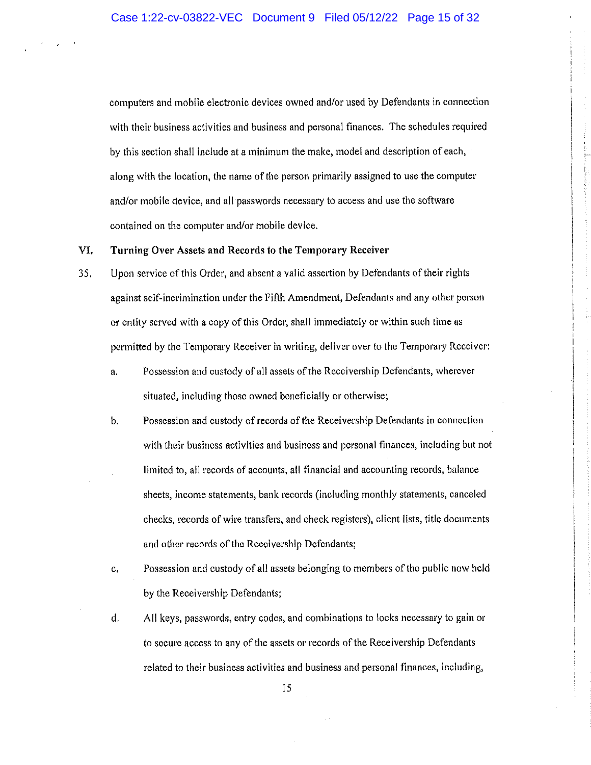computers and mobile electronic devices owned and/or used by Defendants in connection with their business activities and business and personal finances. The schedules required by this section shall include at a minimum the make, model and description of each, along with the location, the name of the person primarily assigned to use the computer and/or mobile device, and all passwords necessary to access and use the software contained on the computer and/or mobile device.

## VI. Turning Over Assets and Records to the Temporary Receiver

35. Upon service of this Order, and absent a valid assertion by Defendants of their rights against self-incrimination under the Fifth Amendment, Defendants and any other person or entity served with a copy of this Order, shall immediately or within such time as permitted by the Temporary Receiver in writing, deliver over to the Temporary Receiver:

   a. Possession and custody of all assets of the Receivership Defendants, wherever situated, including those owned beneficially or otherwise;

   b. Possession and custody of records of the Receivership Defendants in connection with their business activities and business and personal finances, including but not limited to, all records of accounts, all financial and accounting records, balance sheets, income statements, bank records (including monthly statements, canceled checks, records of wire transfers, and check registers), client lists, title documents and other records of the Receivership Defendants;

   c. Possession and custody of all assets belonging to members of the public now held by the Receivership Defendants;

   d. All keys, passwords, entry codes, and combinations to locks necessary to gain or to secure access to any of the assets or records of the Receivership Defendants related to their business activities and business and personal finances, including,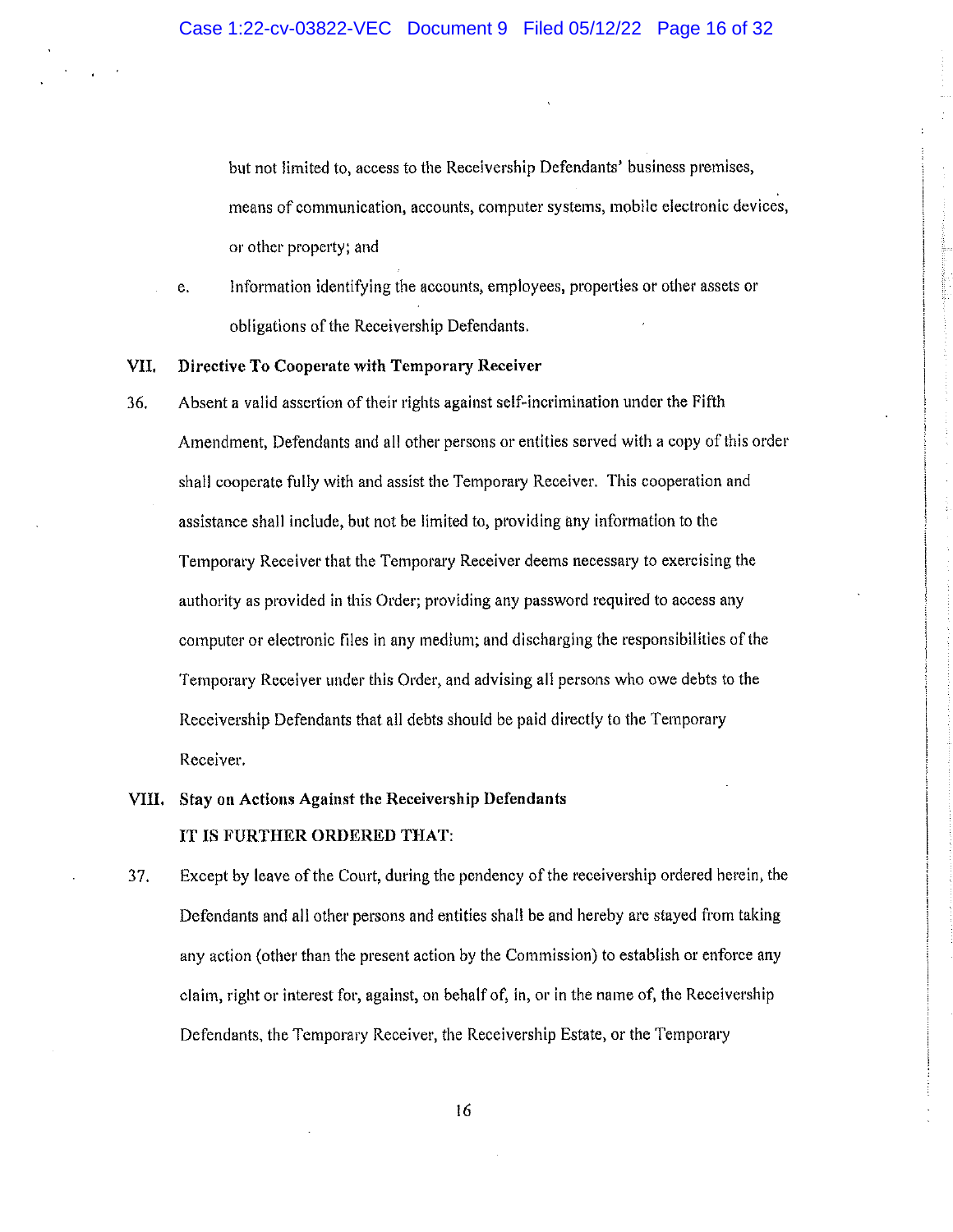but not limited to, access to the Receivership Defendants' business premises, means of communication, accounts, computer systems, mobile electronic devices, or other property; and

e. Information identifying the accounts, employees, properties or other assets or obligations of the Receivership Defendants.

## VII. Directive To Cooperate with Temporary Receiver

36. Absent a valid assertion of their rights against self-incrimination under the Fifth Amendment, Defendants and all other persons or entities served with a copy of this order shall cooperate fully with and assist the Temporary Receiver. This cooperation and assistance shall include, but not be limited to, providing any information to the Temporary Receiver that the Temporary Receiver deems necessary to exercising the authority as provided in this Order; providing any password required to access any computer or electronic files in any medium; and discharging the responsibilities of the Temporary Receiver under this Order, and advising all persons who owe debts to the Receivership Defendants that all debts should be paid directly to the Temporary Receiver.

## VIII. Stay on Actions Against the Receivership Defendants

**IT IS FURTHER ORDERED THAT:**

37. Except by leave of the Court, during the pendency of the receivership ordered herein, the Defendants and all other persons and entities shall be and hereby are stayed from taking any action (other than the present action by the Commission) to establish or enforce any claim, right or interest for, against, on behalf of, in, or in the name of, the Receivership Defendants, the Temporary Receiver, the Receivership Estate, or the Temporary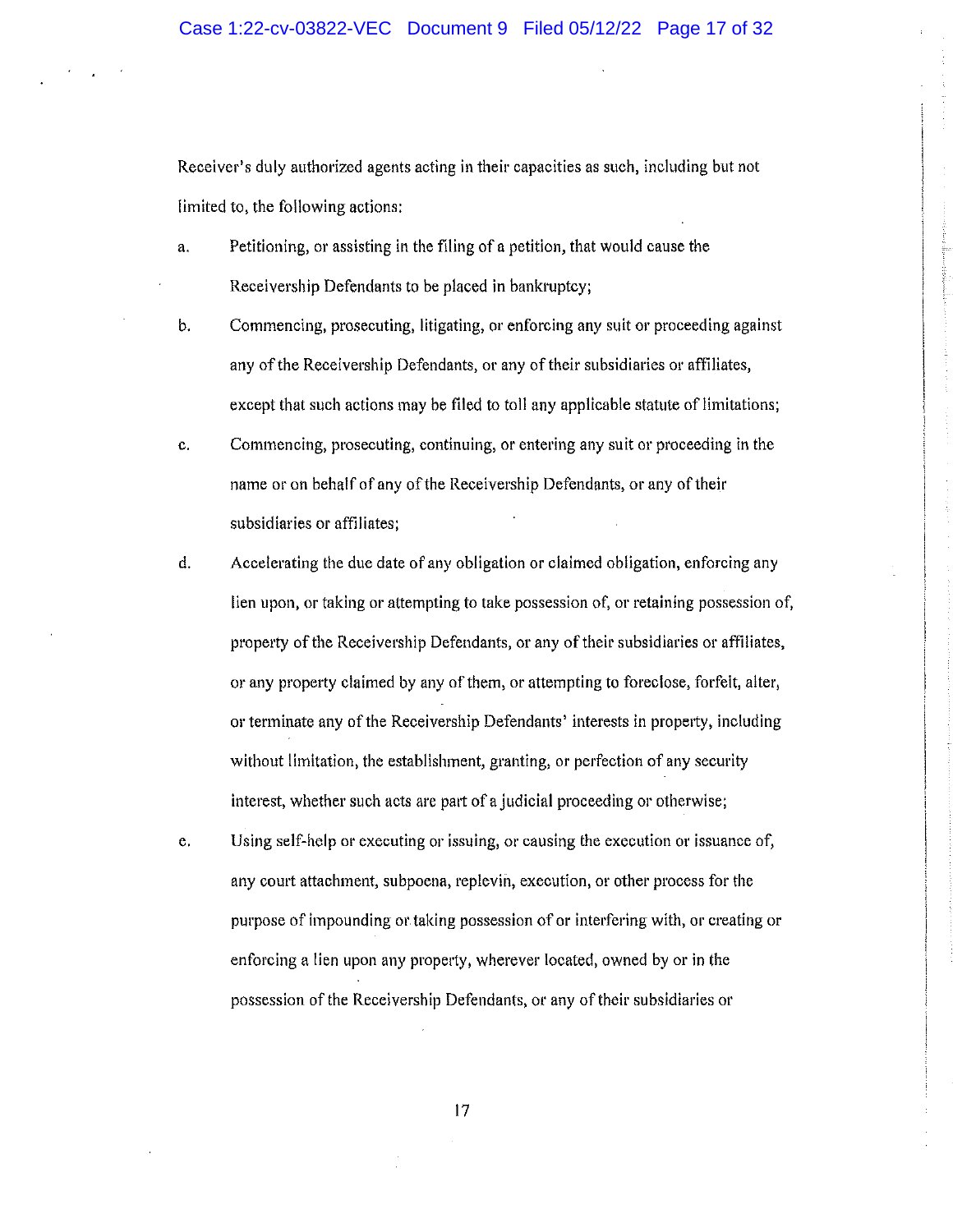Receiver's duly authorized agents acting in their capacities as such, including but not limited to, the following actions:

a. Petitioning, or assisting in the filing of a petition, that would cause the Receivership Defendants to be placed in bankruptcy;

b. Commencing, prosecuting, litigating, or enforcing any suit or proceeding against any of the Receivership Defendants, or any of their subsidiaries or affiliates, except that such actions may be filed to toll any applicable statute of limitations;

c. Commencing, prosecuting, continuing, or entering any suit or proceeding in the name or on behalf of any of the Receivership Defendants, or any of their subsidiaries or affiliates;

d. Accelerating the due date of any obligation or claimed obligation, enforcing any lien upon, or taking or attempting to take possession of, or retaining possession of, property of the Receivership Defendants, or any of their subsidiaries or affiliates, or any property claimed by any of them, or attempting to foreclose, forfeit, alter, or terminate any of the Receivership Defendants' interests in property, including without limitation, the establishment, granting, or perfection of any security interest, whether such acts are part of a judicial proceeding or otherwise;

e. Using self-help or executing or issuing, or causing the execution or issuance of, any court attachment, subpoena, replevin, execution, or other process for the purpose of impounding or taking possession of or interfering with, or creating or enforcing a lien upon any property, wherever located, owned by or in the possession of the Receivership Defendants, or any of their subsidiaries or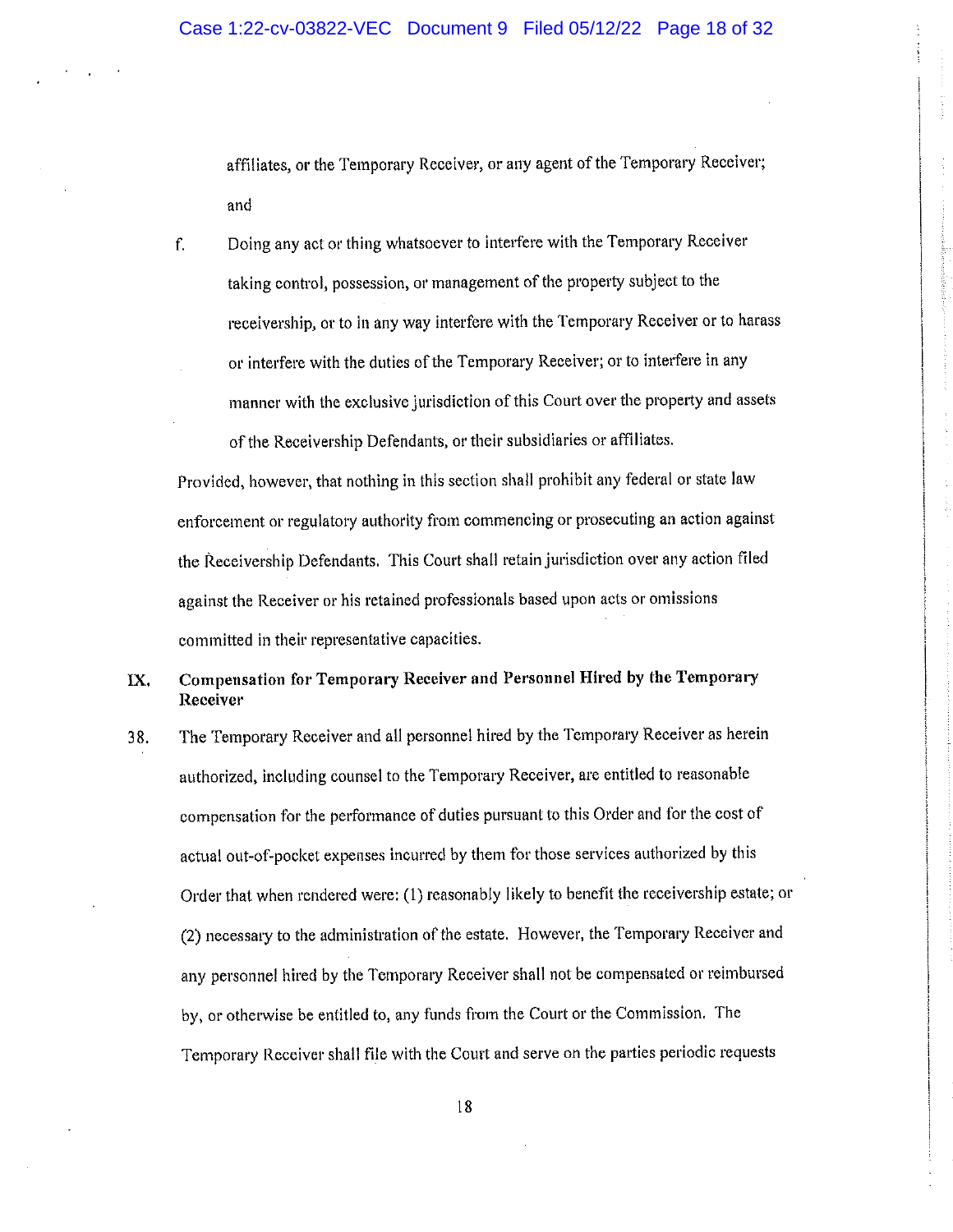affiliates, or the Temporary Receiver, or any agent of the Temporary Receiver; and

f. Doing any act or thing whatsoever to interfere with the Temporary Receiver taking control, possession, or management of the property subject to the receivership, or to in any way interfere with the Temporary Receiver or to harass or interfere with the duties of the Temporary Receiver; or to interfere in any manner with the exclusive jurisdiction of this Court over the property and assets of the Receivership Defendants, or their subsidiaries or affiliates.

Provided, however, that nothing in this section shall prohibit any federal or state law enforcement or regulatory authority from commencing or prosecuting an action against the Receivership Defendants. This Court shall retain jurisdiction over any action filed against the Receiver or his retained professionals based upon acts or omissions committed in their representative capacities.

## IX. Compensation for Temporary Receiver and Personnel Hired by the Temporary Receiver

38. The Temporary Receiver and all personnel hired by the Temporary Receiver as herein authorized, including counsel to the Temporary Receiver, are entitled to reasonable compensation for the performance of duties pursuant to this Order and for the cost of actual out-of-pocket expenses incurred by them for those services authorized by this Order that when rendered were: (1) reasonably likely to benefit the receivership estate; or (2) necessary to the administration of the estate. However, the Temporary Receiver and any personnel hired by the Temporary Receiver shall not be compensated or reimbursed by, or otherwise be entitled to, any funds from the Court or the Commission. The Temporary Receiver shall file with the Court and serve on the parties periodic requests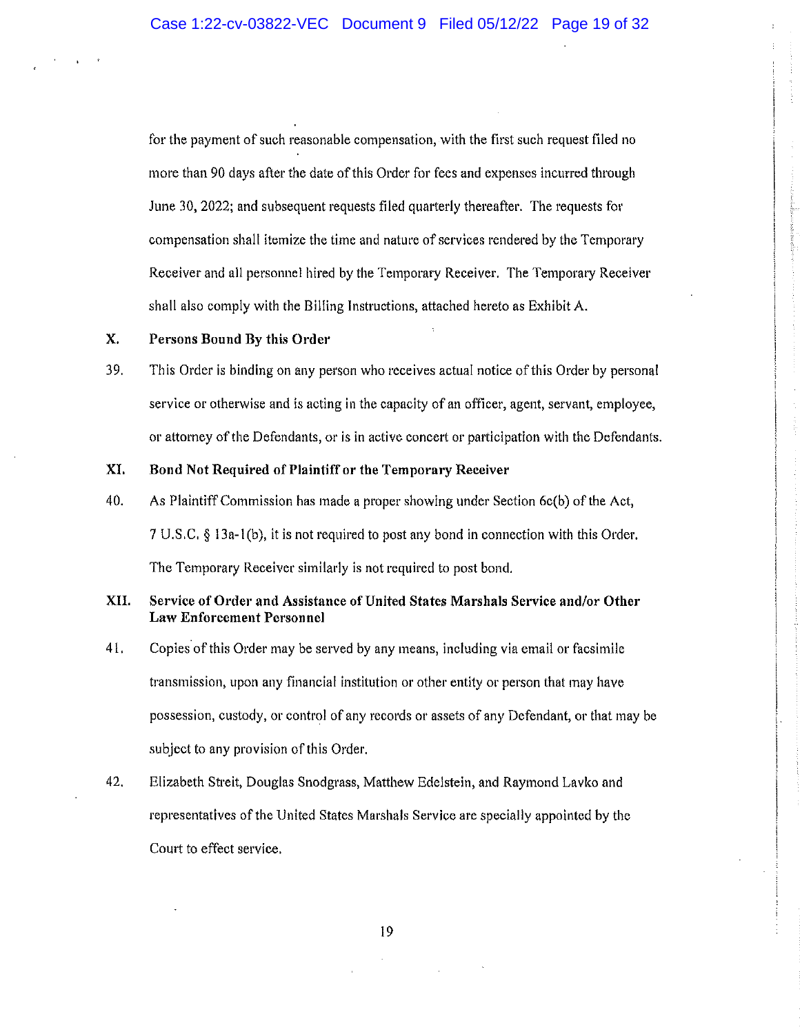for the payment of such reasonable compensation, with the first such request filed no more than 90 days after the date of this Order for fees and expenses incurred through June 30, 2022; and subsequent requests filed quarterly thereafter. The requests for compensation shall itemize the time and nature of services rendered by the Temporary Receiver and all personnel hired by the Temporary Receiver. The Temporary Receiver shall also comply with the Billing Instructions, attached hereto as Exhibit A.

## X. Persons Bound By this Order

39. This Order is binding on any person who receives actual notice of this Order by personal service or otherwise and is acting in the capacity of an officer, agent, servant, employee, or attorney of the Defendants, or is in active concert or participation with the Defendants.

## XI. Bond Not Required of Plaintiff or the Temporary Receiver

40. As Plaintiff Commission has made a proper showing under Section 6c(b) of the Act, 7 U.S.C. § 13a-1(b), it is not required to post any bond in connection with this Order. The Temporary Receiver similarly is not required to post bond.

## XII. Service of Order and Assistance of United States Marshals Service and/or Other Law Enforcement Personnel

41. Copies of this Order may be served by any means, including via email or facsimile transmission, upon any financial institution or other entity or person that may have possession, custody, or control of any records or assets of any Defendant, or that may be subject to any provision of this Order.

42. Elizabeth Streit, Douglas Snodgrass, Matthew Edelstein, and Raymond Lavko and representatives of the United States Marshals Service are specially appointed by the Court to effect service.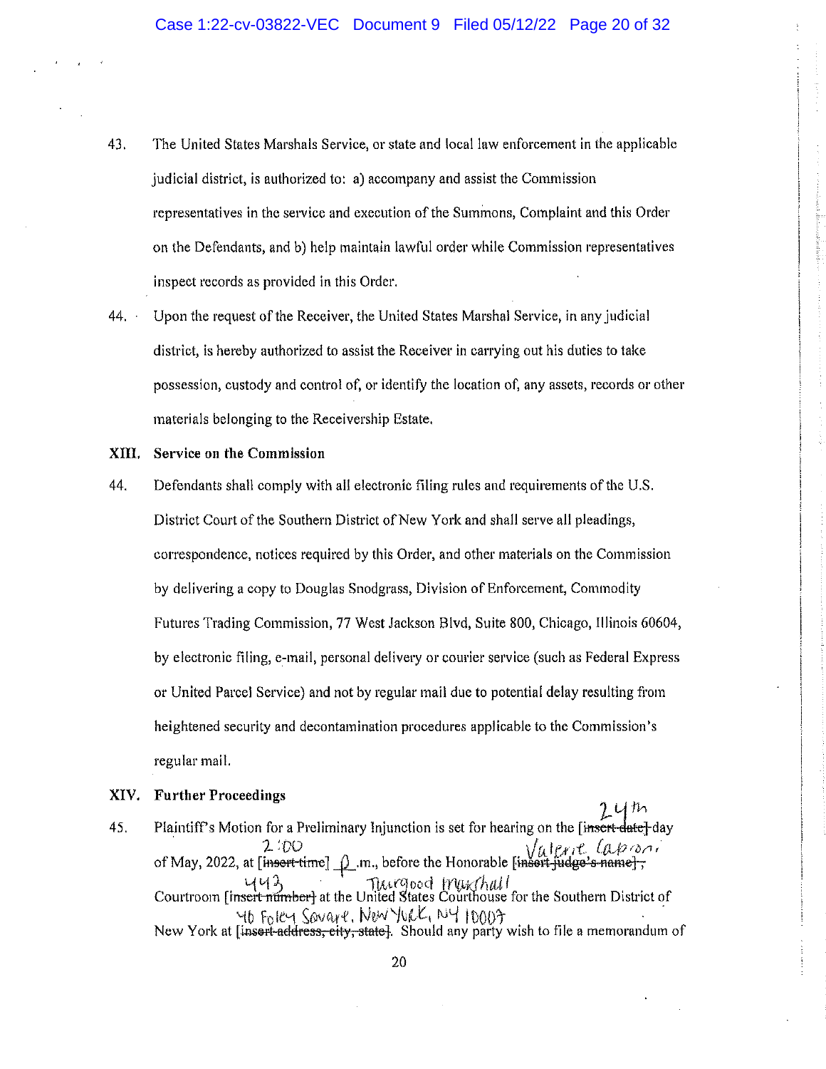43. The United States Marshals Service, or state and local law enforcement in the applicable judicial district, is authorized to: a) accompany and assist the Commission representatives in the service and execution of the Summons, Complaint and this Order on the Defendants, and b) help maintain lawful order while Commission representatives inspect records as provided in this Order.

44. Upon the request of the Receiver, the United States Marshal Service, in any judicial district, is hereby authorized to assist the Receiver in carrying out his duties to take possession, custody and control of, or identify the location of, any assets, records or other materials belonging to the Receivership Estate.

## XIII. Service on the Commission

44. Defendants shall comply with all electronic filing rules and requirements of the U.S. District Court of the Southern District of New York and shall serve all pleadings, correspondence, notices required by this Order, and other materials on the Commission by delivering a copy to Douglas Snodgrass, Division of Enforcement, Commodity Futures Trading Commission, 77 West Jackson Blvd, Suite 800, Chicago, Illinois 60604, by electronic filing, e-mail, personal delivery or courier service (such as Federal Express or United Parcel Service) and not by regular mail due to potential delay resulting from heightened security and decontamination procedures applicable to the Commission's regular mail.

## XIV. Further Proceedings

45. Plaintiff's Motion for a Preliminary Injunction is set for hearing on the ~~[insert date]~~ 24th day of May, 2022, at ~~[insert time]~~ 2:00 p.m., before the Honorable ~~[insert judge's name]~~ Valerie Caproni, Courtroom ~~[insert number]~~ 443 at the Thurgood Marshall United States Courthouse for the Southern District of New York at ~~[insert address, city, state]~~ 40 Foley Square, New York, NY 10007. Should any party wish to file a memorandum of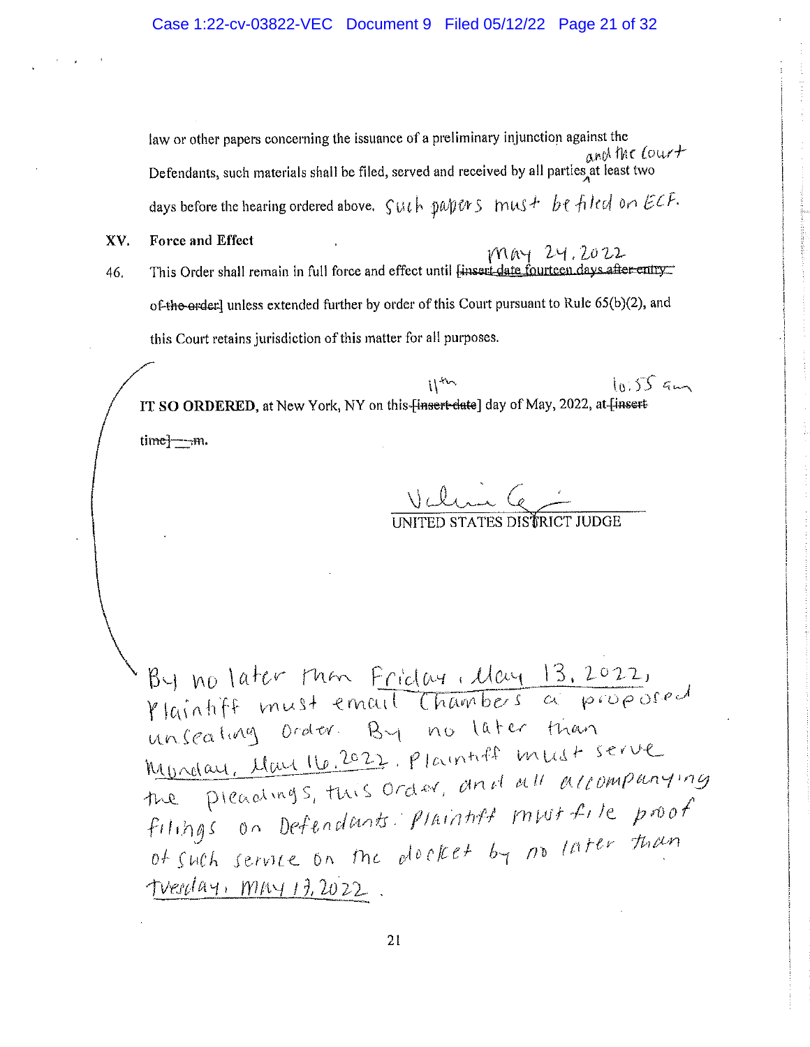law or other papers concerning the issuance of a preliminary injunction against the Defendants, such materials shall be filed, served and received by all parties and the Court at least two days before the hearing ordered above. Such papers must be filed on ECF.

## XV. Force and Effect

46. This Order shall remain in full force and effect until May 24, 2022 unless extended further by order of this Court pursuant to Rule 65(b)(2), and this Court retains jurisdiction of this matter for all purposes.

**IT SO ORDERED**, at New York, NY on this 11th day of May, 2022, at 10:55 am.

Valerie Caproni
UNITED STATES DISTRICT JUDGE

By no later than Friday, May 13, 2022, Plaintiff must email Chambers a proposed unsealing Order. By no later than Monday, May 16, 2022, Plaintiff must serve the pleadings, this Order, and all accompanying filings on Defendants. Plaintiff must file proof of such service on the docket by no later than Tuesday, May 17, 2022.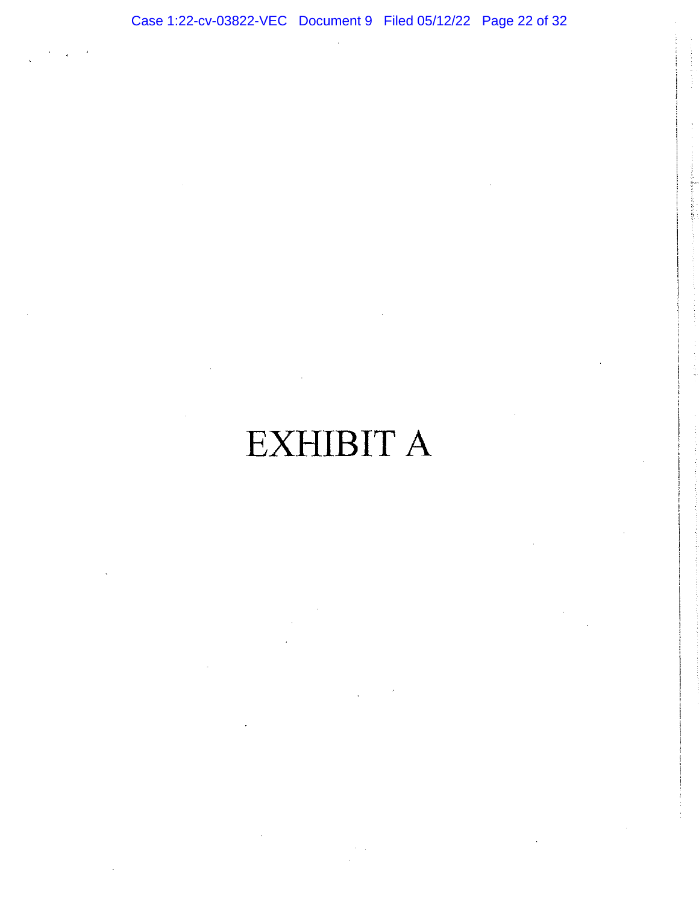# EXHIBIT A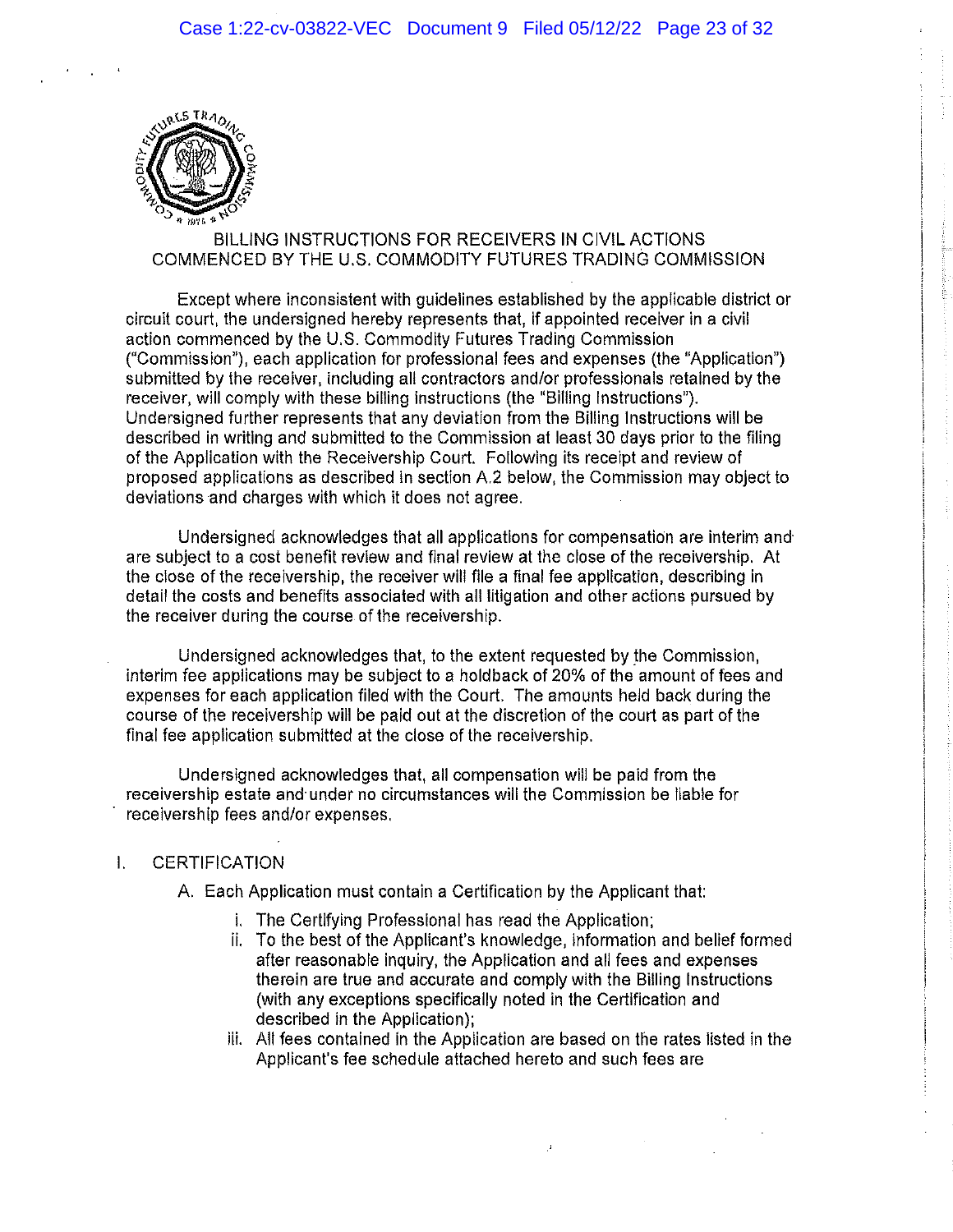BILLING INSTRUCTIONS FOR RECEIVERS IN CIVIL ACTIONS COMMENCED BY THE U.S. COMMODITY FUTURES TRADING COMMISSION

Except where inconsistent with guidelines established by the applicable district or circuit court, the undersigned hereby represents that, if appointed receiver in a civil action commenced by the U.S. Commodity Futures Trading Commission ("Commission"), each application for professional fees and expenses (the "Application") submitted by the receiver, including all contractors and/or professionals retained by the receiver, will comply with these billing instructions (the "Billing Instructions"). Undersigned further represents that any deviation from the Billing Instructions will be described in writing and submitted to the Commission at least 30 days prior to the filing of the Application with the Receivership Court. Following its receipt and review of proposed applications as described in section A.2 below, the Commission may object to deviations and charges with which it does not agree.

Undersigned acknowledges that all applications for compensation are interim and are subject to a cost benefit review and final review at the close of the receivership. At the close of the receivership, the receiver will file a final fee application, describing in detail the costs and benefits associated with all litigation and other actions pursued by the receiver during the course of the receivership.

Undersigned acknowledges that, to the extent requested by the Commission, interim fee applications may be subject to a holdback of 20% of the amount of fees and expenses for each application filed with the Court. The amounts held back during the course of the receivership will be paid out at the discretion of the court as part of the final fee application submitted at the close of the receivership.

Undersigned acknowledges that, all compensation will be paid from the receivership estate and under no circumstances will the Commission be liable for receivership fees and/or expenses.

I. CERTIFICATION

A. Each Application must contain a Certification by the Applicant that:

i. The Certifying Professional has read the Application;

ii. To the best of the Applicant's knowledge, information and belief formed after reasonable inquiry, the Application and all fees and expenses therein are true and accurate and comply with the Billing Instructions (with any exceptions specifically noted in the Certification and described in the Application);

iii. All fees contained in the Application are based on the rates listed in the Applicant's fee schedule attached hereto and such fees are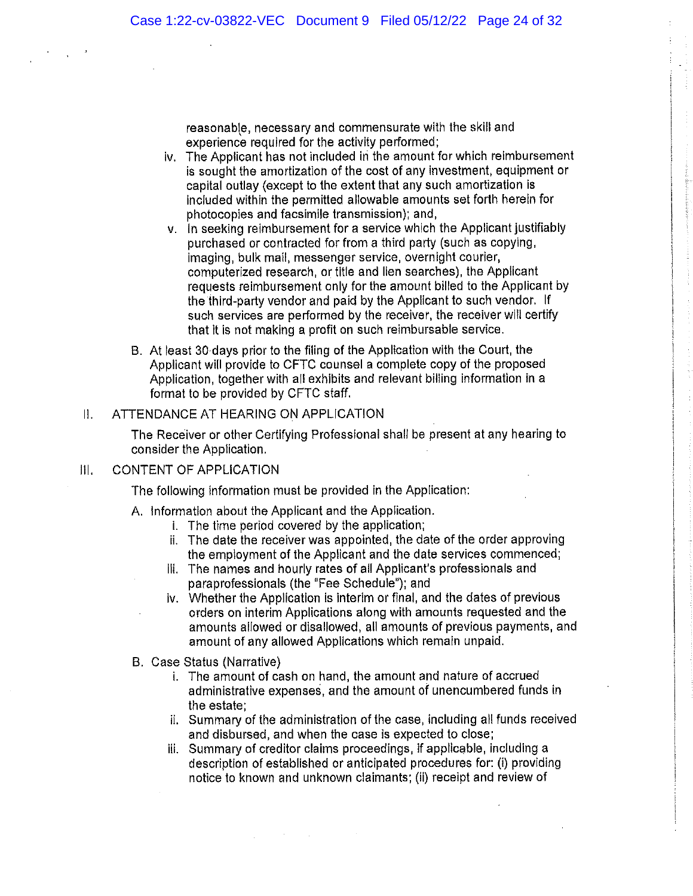reasonable, necessary and commensurate with the skill and experience required for the activity performed;

iv. The Applicant has not included in the amount for which reimbursement is sought the amortization of the cost of any investment, equipment or capital outlay (except to the extent that any such amortization is included within the permitted allowable amounts set forth herein for photocopies and facsimile transmission); and,

v. In seeking reimbursement for a service which the Applicant justifiably purchased or contracted for from a third party (such as copying, imaging, bulk mail, messenger service, overnight courier, computerized research, or title and lien searches), the Applicant requests reimbursement only for the amount billed to the Applicant by the third-party vendor and paid by the Applicant to such vendor. If such services are performed by the receiver, the receiver will certify that it is not making a profit on such reimbursable service.

B. At least 30 days prior to the filing of the Application with the Court, the Applicant will provide to CFTC counsel a complete copy of the proposed Application, together with all exhibits and relevant billing information in a format to be provided by CFTC staff.

## II. ATTENDANCE AT HEARING ON APPLICATION

The Receiver or other Certifying Professional shall be present at any hearing to consider the Application.

## III. CONTENT OF APPLICATION

The following information must be provided in the Application:

A. Information about the Applicant and the Application.

i. The time period covered by the application;

ii. The date the receiver was appointed, the date of the order approving the employment of the Applicant and the date services commenced;

iii. The names and hourly rates of all Applicant's professionals and paraprofessionals (the "Fee Schedule"); and

iv. Whether the Application is interim or final, and the dates of previous orders on interim Applications along with amounts requested and the amounts allowed or disallowed, all amounts of previous payments, and amount of any allowed Applications which remain unpaid.

B. Case Status (Narrative)

i. The amount of cash on hand, the amount and nature of accrued administrative expenses, and the amount of unencumbered funds in the estate;

ii. Summary of the administration of the case, including all funds received and disbursed, and when the case is expected to close;

iii. Summary of creditor claims proceedings, if applicable, including a description of established or anticipated procedures for: (i) providing notice to known and unknown claimants; (ii) receipt and review of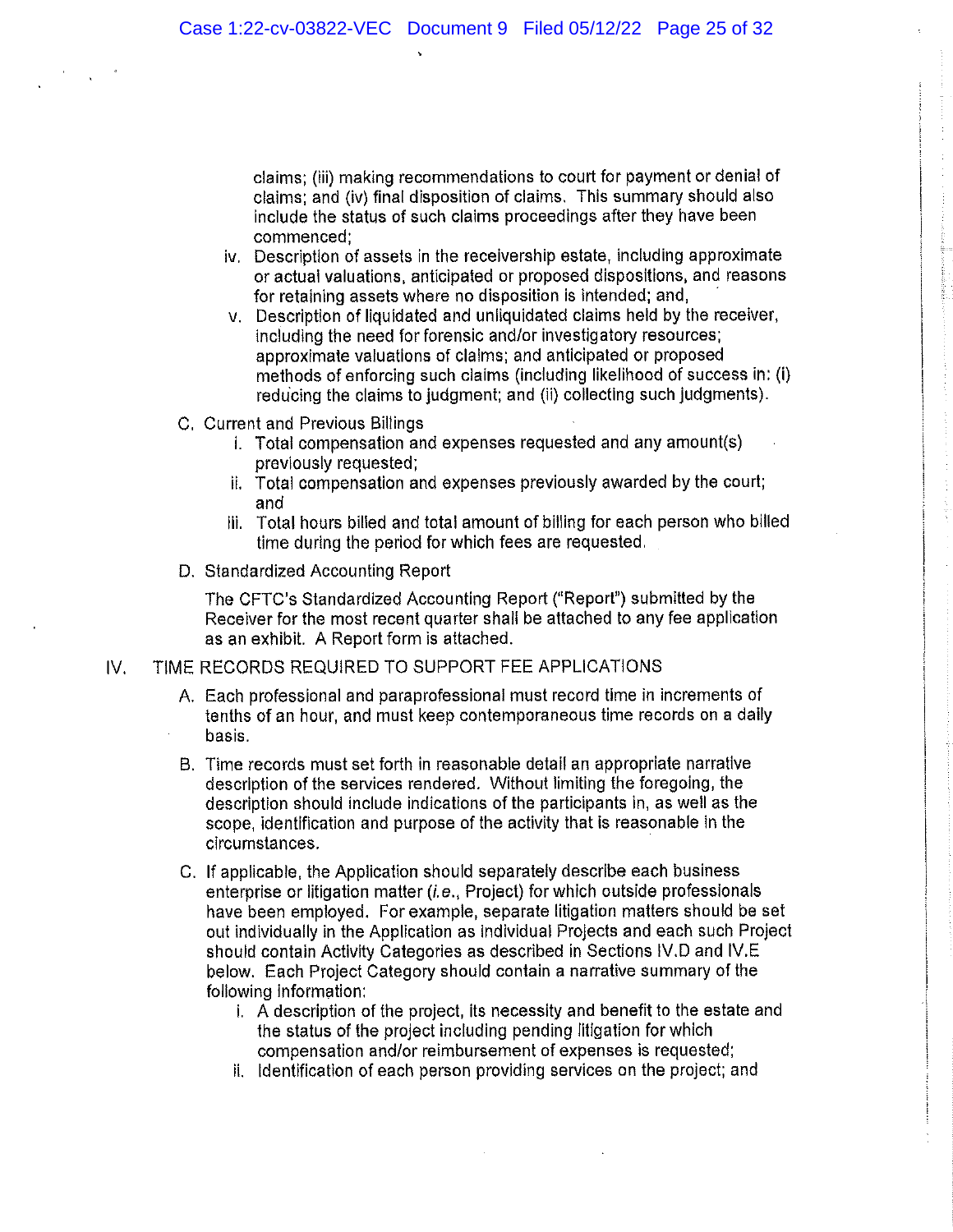claims; (iii) making recommendations to court for payment or denial of claims; and (iv) final disposition of claims. This summary should also include the status of such claims proceedings after they have been commenced;

iv. Description of assets in the receivership estate, including approximate or actual valuations, anticipated or proposed dispositions, and reasons for retaining assets where no disposition is intended; and,

v. Description of liquidated and unliquidated claims held by the receiver, including the need for forensic and/or investigatory resources; approximate valuations of claims; and anticipated or proposed methods of enforcing such claims (including likelihood of success in: (i) reducing the claims to judgment; and (ii) collecting such judgments).

C. Current and Previous Billings

i. Total compensation and expenses requested and any amount(s) previously requested;

ii. Total compensation and expenses previously awarded by the court; and

iii. Total hours billed and total amount of billing for each person who billed time during the period for which fees are requested.

D. Standardized Accounting Report

The CFTC's Standardized Accounting Report ("Report") submitted by the Receiver for the most recent quarter shall be attached to any fee application as an exhibit. A Report form is attached.

IV. TIME RECORDS REQUIRED TO SUPPORT FEE APPLICATIONS

A. Each professional and paraprofessional must record time in increments of tenths of an hour, and must keep contemporaneous time records on a daily basis.

B. Time records must set forth in reasonable detail an appropriate narrative description of the services rendered. Without limiting the foregoing, the description should include indications of the participants in, as well as the scope, identification and purpose of the activity that is reasonable in the circumstances.

C. If applicable, the Application should separately describe each business enterprise or litigation matter (*i.e.*, Project) for which outside professionals have been employed. For example, separate litigation matters should be set out individually in the Application as individual Projects and each such Project should contain Activity Categories as described in Sections IV.D and IV.E below. Each Project Category should contain a narrative summary of the following information:

i. A description of the project, its necessity and benefit to the estate and the status of the project including pending litigation for which compensation and/or reimbursement of expenses is requested;

ii. Identification of each person providing services on the project; and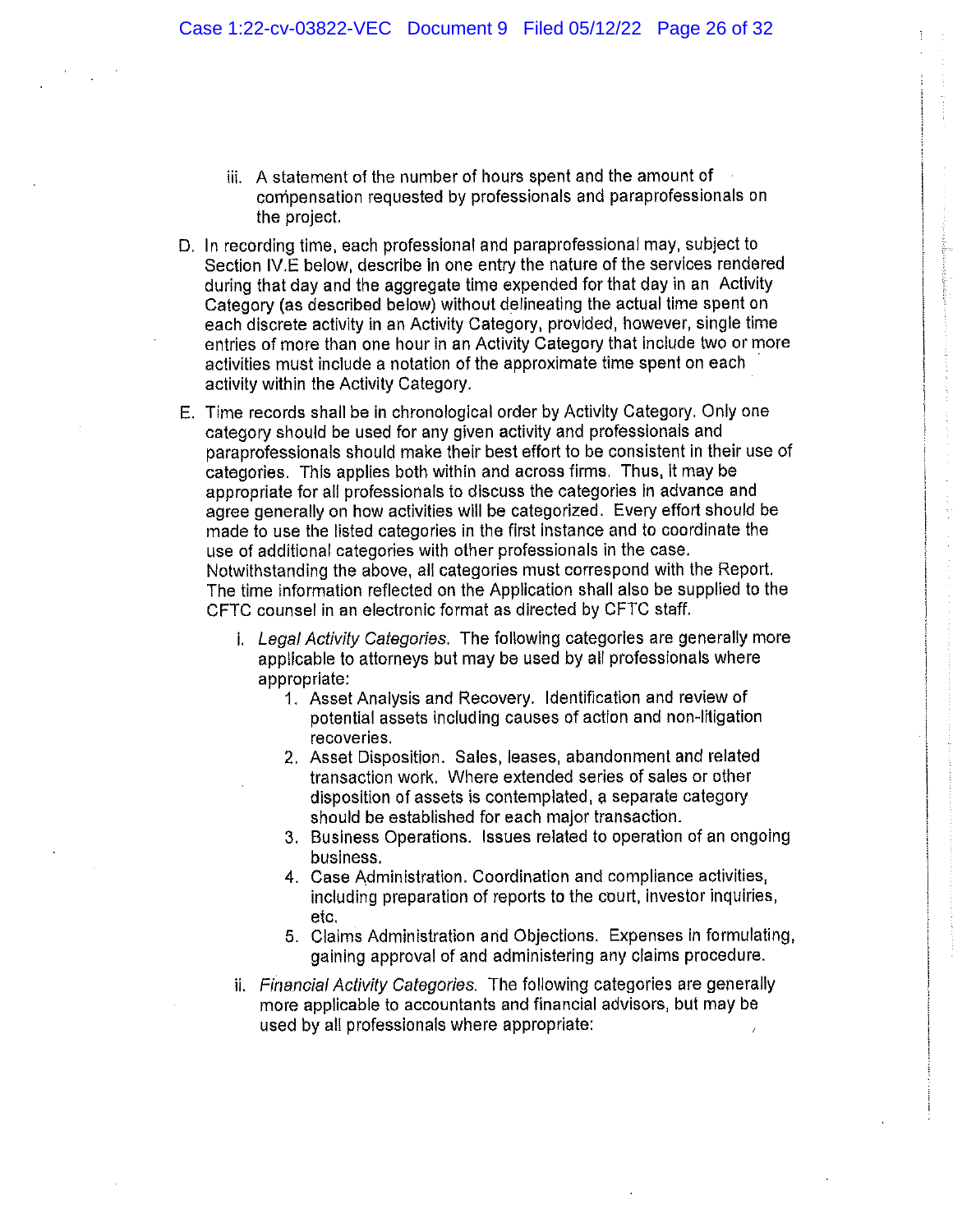iii. A statement of the number of hours spent and the amount of compensation requested by professionals and paraprofessionals on the project.

D. In recording time, each professional and paraprofessional may, subject to Section IV.E below, describe in one entry the nature of the services rendered during that day and the aggregate time expended for that day in an Activity Category (as described below) without delineating the actual time spent on each discrete activity in an Activity Category, provided, however, single time entries of more than one hour in an Activity Category that include two or more activities must include a notation of the approximate time spent on each activity within the Activity Category.

E. Time records shall be in chronological order by Activity Category. Only one category should be used for any given activity and professionals and paraprofessionals should make their best effort to be consistent in their use of categories. This applies both within and across firms. Thus, it may be appropriate for all professionals to discuss the categories in advance and agree generally on how activities will be categorized. Every effort should be made to use the listed categories in the first instance and to coordinate the use of additional categories with other professionals in the case. Notwithstanding the above, all categories must correspond with the Report. The time information reflected on the Application shall also be supplied to the CFTC counsel in an electronic format as directed by CFTC staff.

   i. *Legal Activity Categories.* The following categories are generally more applicable to attorneys but may be used by all professionals where appropriate:

      1. Asset Analysis and Recovery. Identification and review of potential assets including causes of action and non-litigation recoveries.
      2. Asset Disposition. Sales, leases, abandonment and related transaction work. Where extended series of sales or other disposition of assets is contemplated, a separate category should be established for each major transaction.
      3. Business Operations. Issues related to operation of an ongoing business.
      4. Case Administration. Coordination and compliance activities, including preparation of reports to the court, investor inquiries, etc.
      5. Claims Administration and Objections. Expenses in formulating, gaining approval of and administering any claims procedure.

   ii. *Financial Activity Categories.* The following categories are generally more applicable to accountants and financial advisors, but may be used by all professionals where appropriate: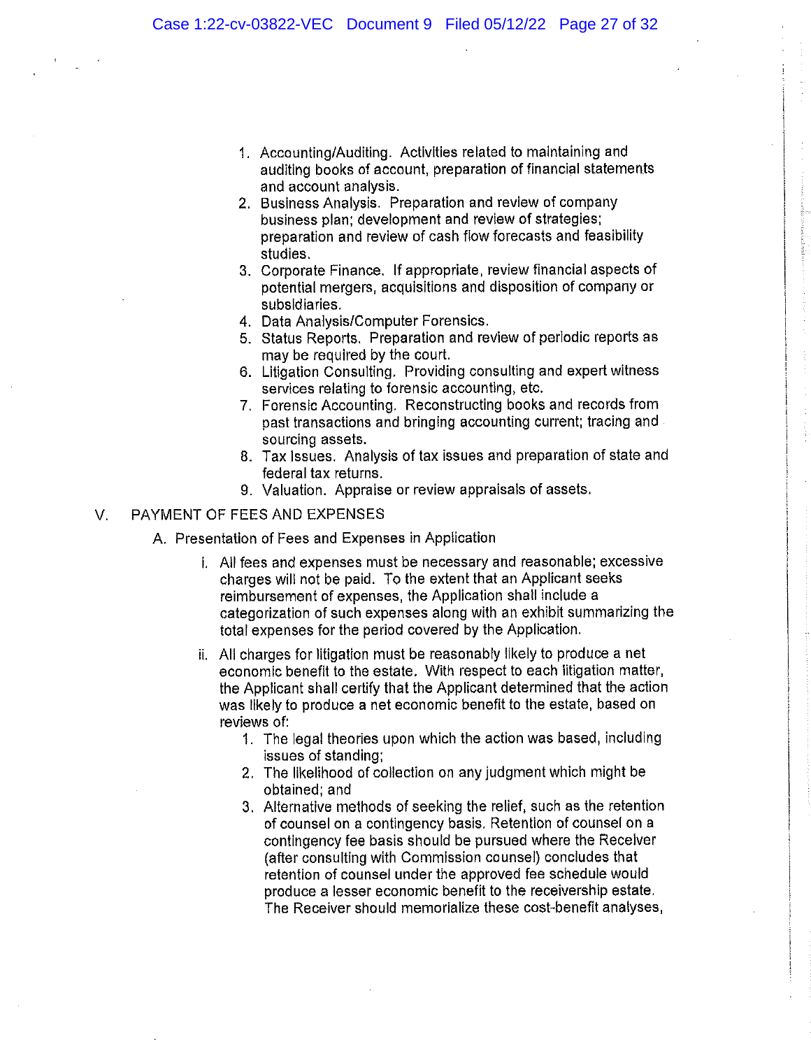1. Accounting/Auditing. Activities related to maintaining and auditing books of account, preparation of financial statements and account analysis.
2. Business Analysis. Preparation and review of company business plan; development and review of strategies; preparation and review of cash flow forecasts and feasibility studies.
3. Corporate Finance. If appropriate, review financial aspects of potential mergers, acquisitions and disposition of company or subsidiaries.
4. Data Analysis/Computer Forensics.
5. Status Reports. Preparation and review of periodic reports as may be required by the court.
6. Litigation Consulting. Providing consulting and expert witness services relating to forensic accounting, etc.
7. Forensic Accounting. Reconstructing books and records from past transactions and bringing accounting current; tracing and sourcing assets.
8. Tax Issues. Analysis of tax issues and preparation of state and federal tax returns.
9. Valuation. Appraise or review appraisals of assets.

V. PAYMENT OF FEES AND EXPENSES

A. Presentation of Fees and Expenses in Application

i. All fees and expenses must be necessary and reasonable; excessive charges will not be paid. To the extent that an Applicant seeks reimbursement of expenses, the Application shall include a categorization of such expenses along with an exhibit summarizing the total expenses for the period covered by the Application.

ii. All charges for litigation must be reasonably likely to produce a net economic benefit to the estate. With respect to each litigation matter, the Applicant shall certify that the Applicant determined that the action was likely to produce a net economic benefit to the estate, based on reviews of:

1. The legal theories upon which the action was based, including issues of standing;
2. The likelihood of collection on any judgment which might be obtained; and
3. Alternative methods of seeking the relief, such as the retention of counsel on a contingency basis. Retention of counsel on a contingency fee basis should be pursued where the Receiver (after consulting with Commission counsel) concludes that retention of counsel under the approved fee schedule would produce a lesser economic benefit to the receivership estate. The Receiver should memorialize these cost-benefit analyses,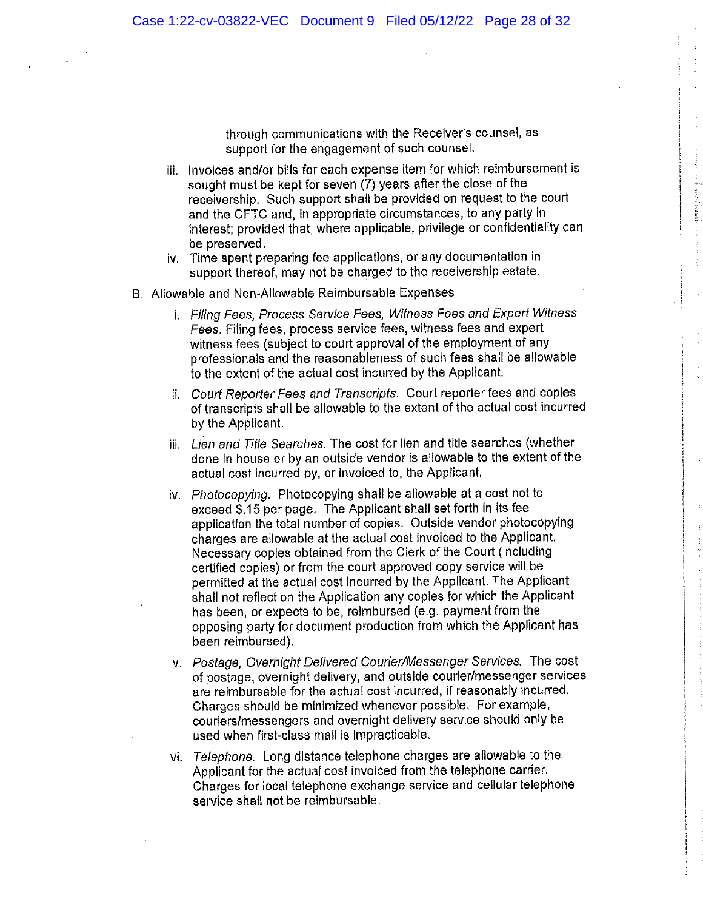through communications with the Receiver's counsel, as support for the engagement of such counsel.

iii. Invoices and/or bills for each expense item for which reimbursement is sought must be kept for seven (7) years after the close of the receivership. Such support shall be provided on request to the court and the CFTC and, in appropriate circumstances, to any party in interest; provided that, where applicable, privilege or confidentiality can be preserved.

iv. Time spent preparing fee applications, or any documentation in support thereof, may not be charged to the receivership estate.

B. Allowable and Non-Allowable Reimbursable Expenses

i. *Filing Fees, Process Service Fees, Witness Fees and Expert Witness Fees.* Filing fees, process service fees, witness fees and expert witness fees (subject to court approval of the employment of any professionals and the reasonableness of such fees shall be allowable to the extent of the actual cost incurred by the Applicant.

ii. *Court Reporter Fees and Transcripts.* Court reporter fees and copies of transcripts shall be allowable to the extent of the actual cost incurred by the Applicant.

iii. *Lien and Title Searches.* The cost for lien and title searches (whether done in house or by an outside vendor is allowable to the extent of the actual cost incurred by, or invoiced to, the Applicant.

iv. *Photocopying.* Photocopying shall be allowable at a cost not to exceed $.15 per page. The Applicant shall set forth in its fee application the total number of copies. Outside vendor photocopying charges are allowable at the actual cost invoiced to the Applicant. Necessary copies obtained from the Clerk of the Court (including certified copies) or from the court approved copy service will be permitted at the actual cost incurred by the Applicant. The Applicant shall not reflect on the Application any copies for which the Applicant has been, or expects to be, reimbursed (e.g. payment from the opposing party for document production from which the Applicant has been reimbursed).

v. *Postage, Overnight Delivered Courier/Messenger Services.* The cost of postage, overnight delivery, and outside courier/messenger services are reimbursable for the actual cost incurred, if reasonably incurred. Charges should be minimized whenever possible. For example, couriers/messengers and overnight delivery service should only be used when first-class mail is impracticable.

vi. *Telephone.* Long distance telephone charges are allowable to the Applicant for the actual cost invoiced from the telephone carrier. Charges for local telephone exchange service and cellular telephone service shall not be reimbursable.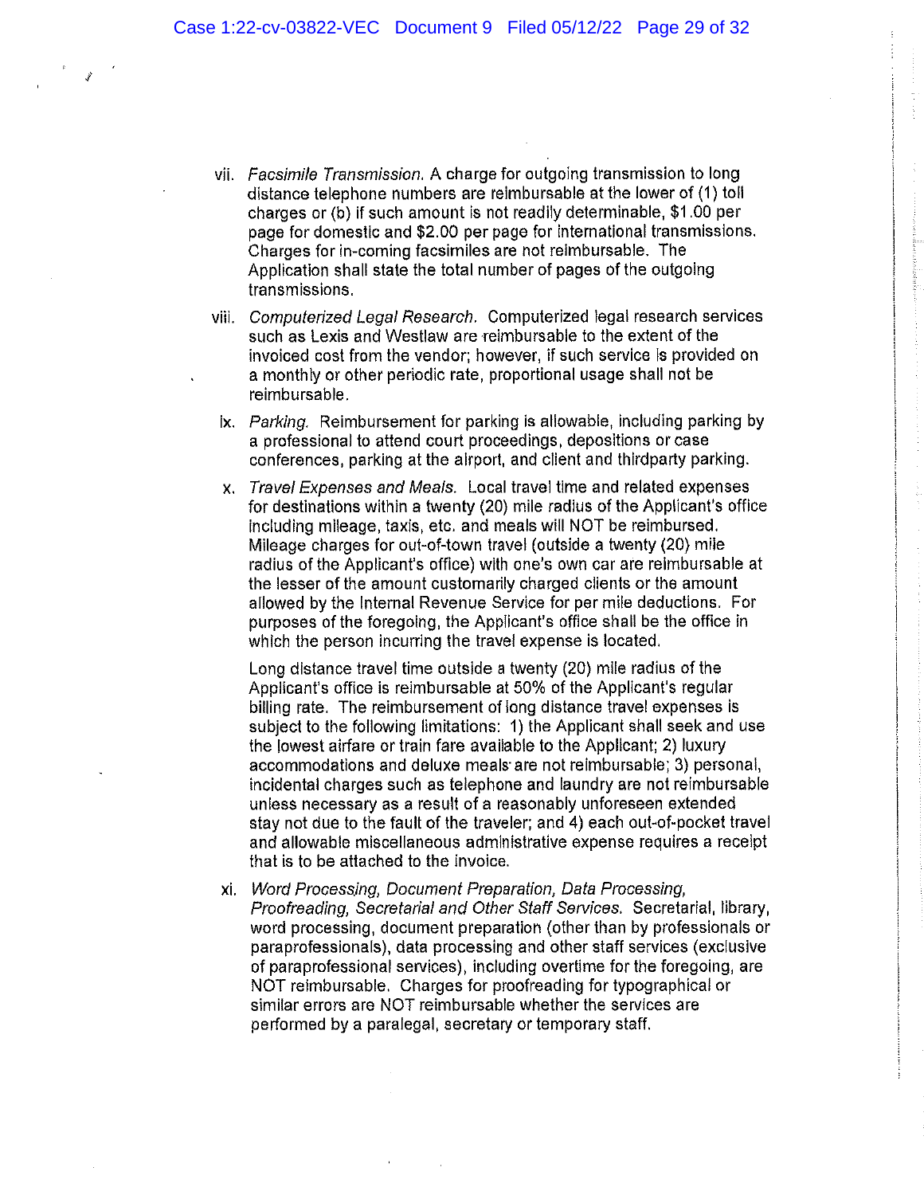vii. *Facsimile Transmission.* A charge for outgoing transmission to long distance telephone numbers are reimbursable at the lower of (1) toll charges or (b) if such amount is not readily determinable, $1.00 per page for domestic and $2.00 per page for international transmissions. Charges for in-coming facsimiles are not reimbursable. The Application shall state the total number of pages of the outgoing transmissions.

viii. *Computerized Legal Research.* Computerized legal research services such as Lexis and Westlaw are reimbursable to the extent of the invoiced cost from the vendor; however, if such service is provided on a monthly or other periodic rate, proportional usage shall not be reimbursable.

ix. *Parking.* Reimbursement for parking is allowable, including parking by a professional to attend court proceedings, depositions or case conferences, parking at the airport, and client and thirdparty parking.

x. *Travel Expenses and Meals.* Local travel time and related expenses for destinations within a twenty (20) mile radius of the Applicant's office including mileage, taxis, etc. and meals will NOT be reimbursed. Mileage charges for out-of-town travel (outside a twenty (20) mile radius of the Applicant's office) with one's own car are reimbursable at the lesser of the amount customarily charged clients or the amount allowed by the Internal Revenue Service for per mile deductions. For purposes of the foregoing, the Applicant's office shall be the office in which the person incurring the travel expense is located.

   Long distance travel time outside a twenty (20) mile radius of the Applicant's office is reimbursable at 50% of the Applicant's regular billing rate. The reimbursement of long distance travel expenses is subject to the following limitations: 1) the Applicant shall seek and use the lowest airfare or train fare available to the Applicant; 2) luxury accommodations and deluxe meals are not reimbursable; 3) personal, incidental charges such as telephone and laundry are not reimbursable unless necessary as a result of a reasonably unforeseen extended stay not due to the fault of the traveler; and 4) each out-of-pocket travel and allowable miscellaneous administrative expense requires a receipt that is to be attached to the invoice.

xi. *Word Processing, Document Preparation, Data Processing, Proofreading, Secretarial and Other Staff Services.* Secretarial, library, word processing, document preparation (other than by professionals or paraprofessionals), data processing and other staff services (exclusive of paraprofessional services), including overtime for the foregoing, are NOT reimbursable. Charges for proofreading for typographical or similar errors are NOT reimbursable whether the services are performed by a paralegal, secretary or temporary staff.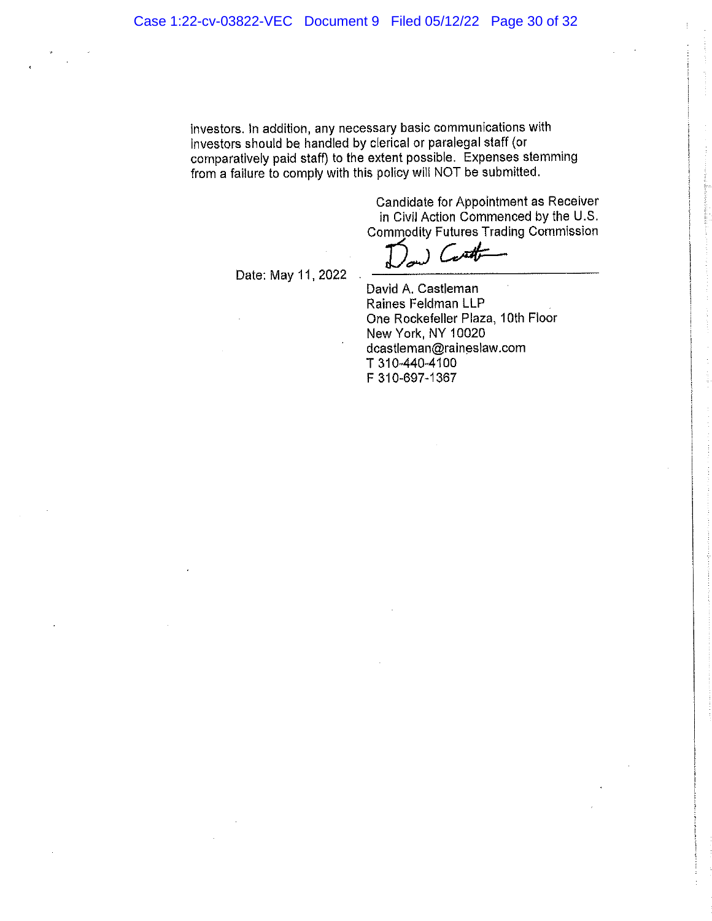investors. In addition, any necessary basic communications with investors should be handled by clerical or paralegal staff (or comparatively paid staff) to the extent possible. Expenses stemming from a failure to comply with this policy will NOT be submitted.

Candidate for Appointment as Receiver
in Civil Action Commenced by the U.S.
Commodity Futures Trading Commission

Date: May 11, 2022

David A. Castleman
Raines Feldman LLP
One Rockefeller Plaza, 10th Floor
New York, NY 10020
dcastleman@raineslaw.com
T 310-440-4100
F 310-697-1367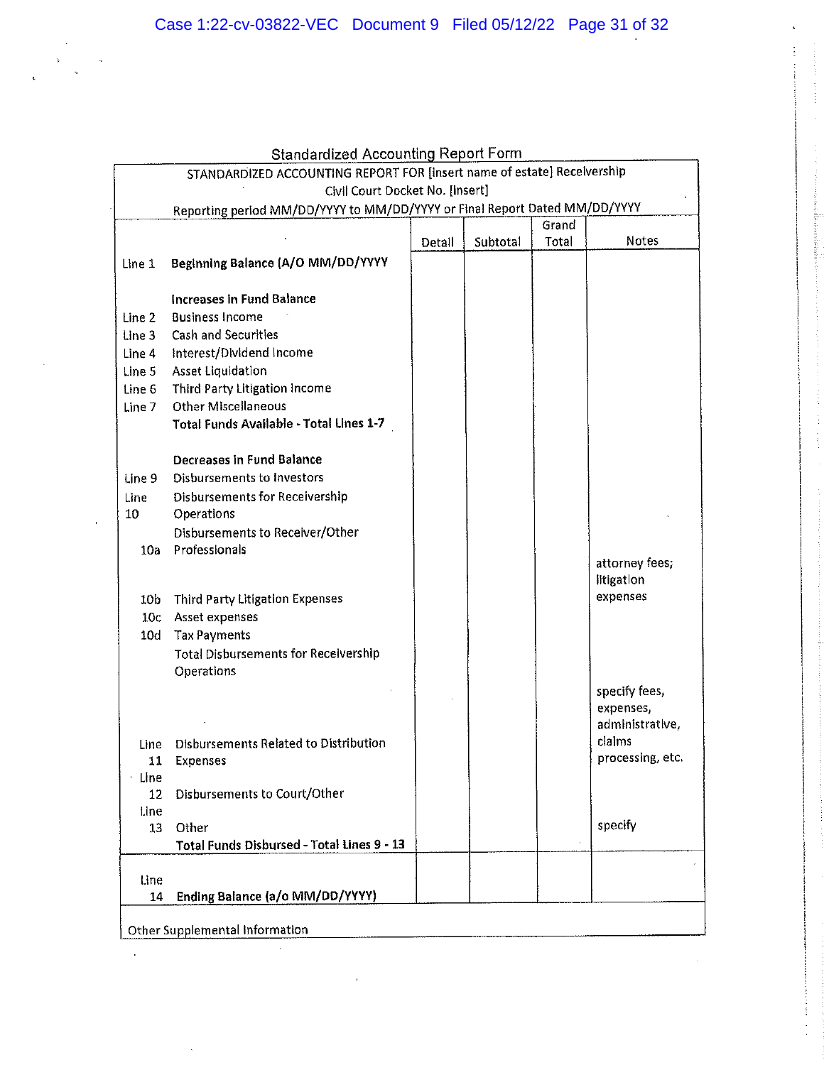Standardized Accounting Report Form

| STANDARDIZED ACCOUNTING REPORT FOR [insert name of estate] Receivership<br>Civil Court Docket No. [insert]<br>Reporting period MM/DD/YYYY to MM/DD/YYYY or Final Report Dated MM/DD/YYYY | | Detail | Subtotal | Grand Total | Notes |
|---|---|---|---|---|---|
| Line 1 | **Beginning Balance (A/O MM/DD/YYYY** | | | | |
| | **Increases in Fund Balance** | | | | |
| Line 2 | Business Income | | | | |
| Line 3 | Cash and Securities | | | | |
| Line 4 | Interest/Dividend Income | | | | |
| Line 5 | Asset Liquidation | | | | |
| Line 6 | Third Party Litigation Income | | | | |
| Line 7 | Other Miscellaneous | | | | |
| | **Total Funds Available - Total Lines 1-7** | | | | |
| | **Decreases in Fund Balance** | | | | |
| Line 9 | Disbursements to Investors | | | | |
| Line 10 | Disbursements for Receivership Operations | | | | |
| 10a | Disbursements to Receiver/Other Professionals | | | | attorney fees; litigation expenses |
| 10b | Third Party Litigation Expenses | | | | |
| 10c | Asset expenses | | | | |
| 10d | Tax Payments | | | | |
| | Total Disbursements for Receivership Operations | | | | |
| Line 11 | Disbursements Related to Distribution Expenses | | | | specify fees, expenses, administrative, claims processing, etc. |
| Line 12 | Disbursements to Court/Other | | | | |
| Line 13 | Other | | | | specify |
| | **Total Funds Disbursed - Total Lines 9 - 13** | | | | |
| Line 14 | **Ending Balance (a/o MM/DD/YYYY)** | | | | |
| Other Supplemental Information | | | | | |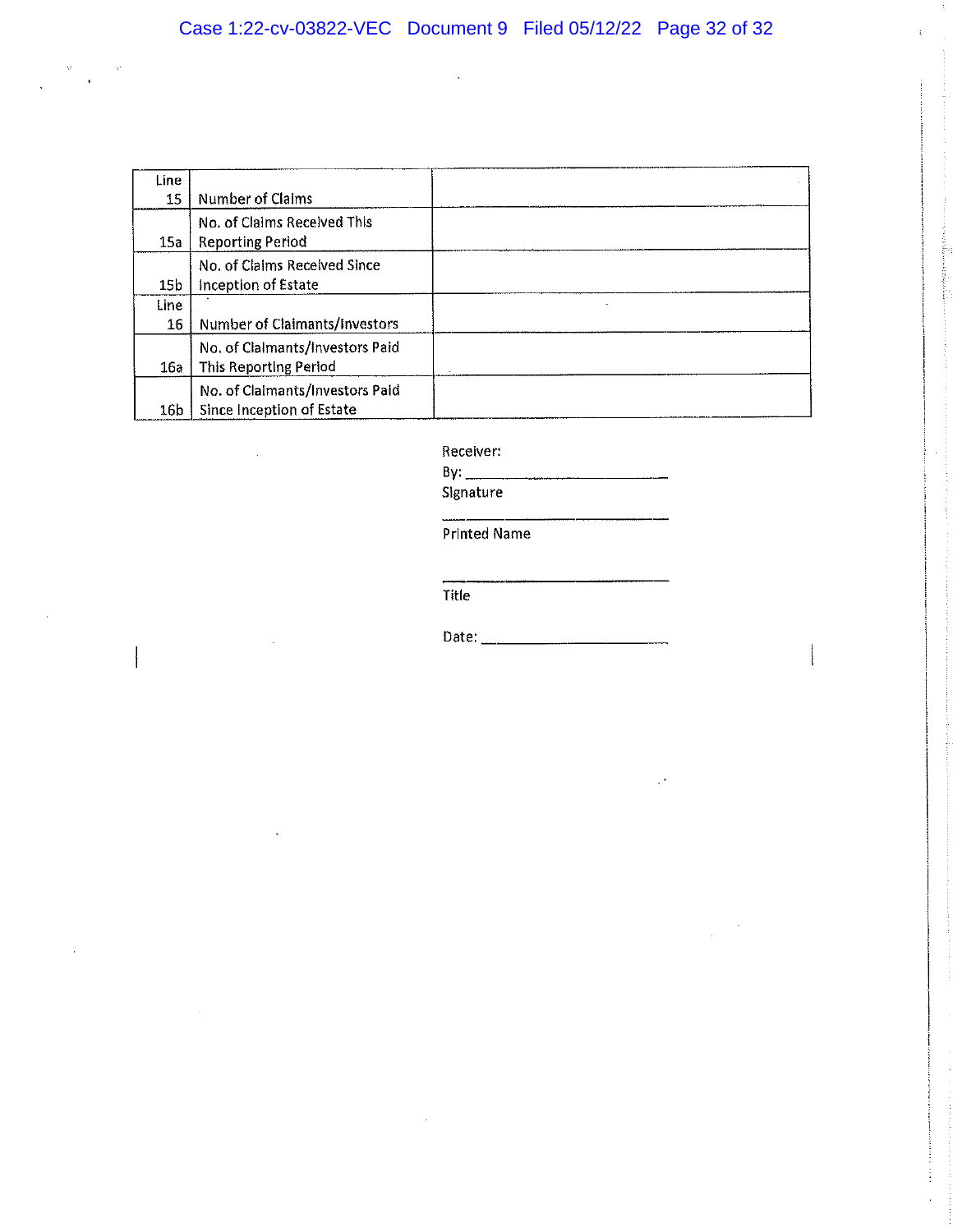| | | |
|---|---|---|
| Line 15 | Number of Claims | |
| 15a | No. of Claims Received This Reporting Period | |
| 15b | No. of Claims Received Since Inception of Estate | |
| Line 16 | Number of Claimants/Investors | |
| 16a | No. of Claimants/Investors Paid This Reporting Period | |
| 16b | No. of Claimants/Investors Paid Since Inception of Estate | |

Receiver:

By: ____________________

Signature

____________________

Printed Name

____________________

Title

Date: ____________________